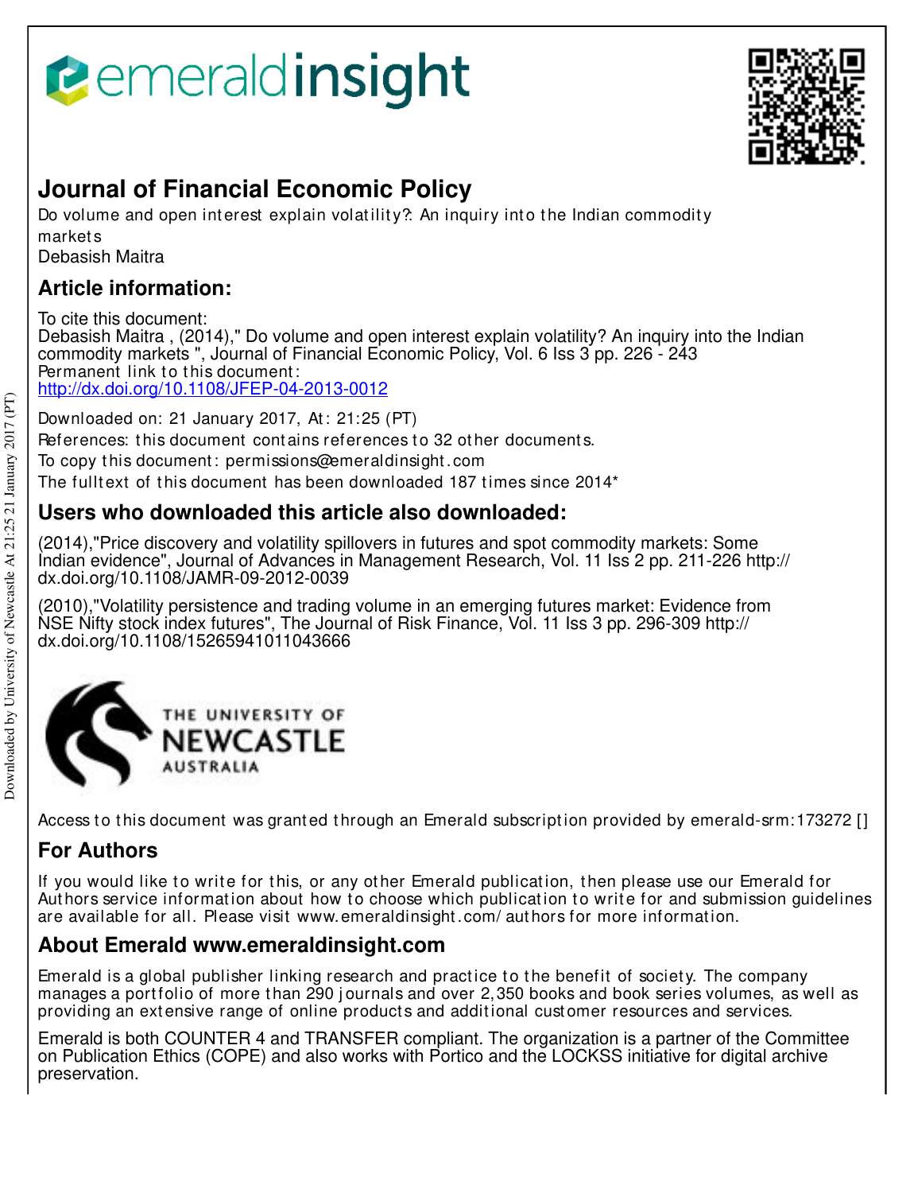# Journal of Financial Economic Policy

Do volume and open interest explain volatility?: An inquiry into the Indian commodity markets

Debasish Maitra

## Article information:

To cite this document:

Debasish Maitra , (2014)," Do volume and open interest explain volatility? An inquiry into the Indian commodity markets ", Journal of Financial Economic Policy, Vol. 6 Iss 3 pp. 226 - 243

Permanent link to this document:

http://dx.doi.org/10.1108/JFEP-04-2013-0012

Downloaded on: 21 January 2017, At: 21:25 (PT)

References: this document contains references to 32 other documents.

To copy this document: permissions@emeraldinsight.com

The fulltext of this document has been downloaded 187 times since 2014*

## Users who downloaded this article also downloaded:

(2014),"Price discovery and volatility spillovers in futures and spot commodity markets: Some Indian evidence", Journal of Advances in Management Research, Vol. 11 Iss 2 pp. 211-226 http://dx.doi.org/10.1108/JAMR-09-2012-0039

(2010),"Volatility persistence and trading volume in an emerging futures market: Evidence from NSE Nifty stock index futures", The Journal of Risk Finance, Vol. 11 Iss 3 pp. 296-309 http://dx.doi.org/10.1108/15265941011043666

Access to this document was granted through an Emerald subscription provided by emerald-srm:173272 []

## For Authors

If you would like to write for this, or any other Emerald publication, then please use our Emerald for Authors service information about how to choose which publication to write for and submission guidelines are available for all. Please visit www.emeraldinsight.com/authors for more information.

## About Emerald www.emeraldinsight.com

Emerald is a global publisher linking research and practice to the benefit of society. The company manages a portfolio of more than 290 journals and over 2,350 books and book series volumes, as well as providing an extensive range of online products and additional customer resources and services.

Emerald is both COUNTER 4 and TRANSFER compliant. The organization is a partner of the Committee on Publication Ethics (COPE) and also works with Portico and the LOCKSS initiative for digital archive preservation.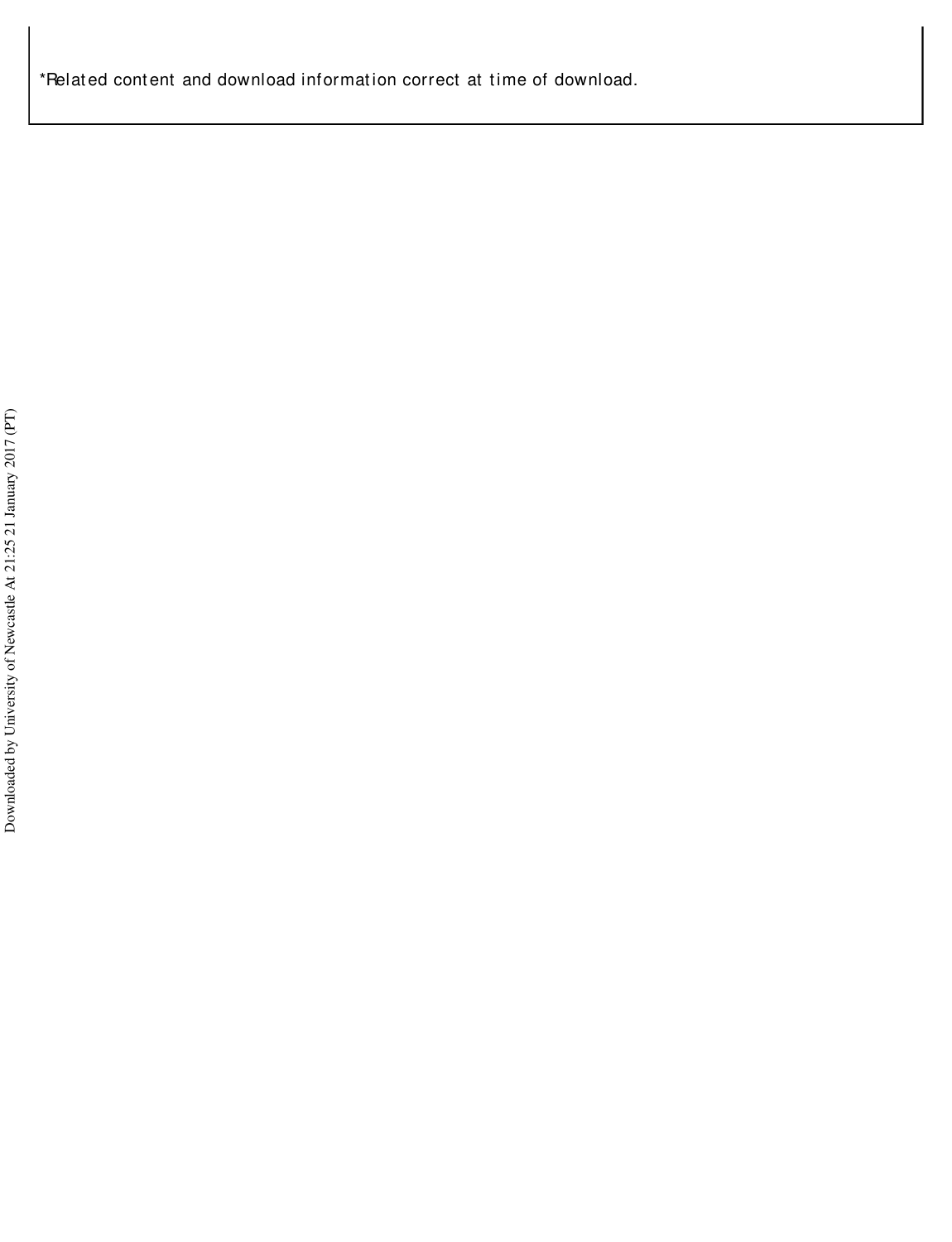*Related content and download information correct at time of download.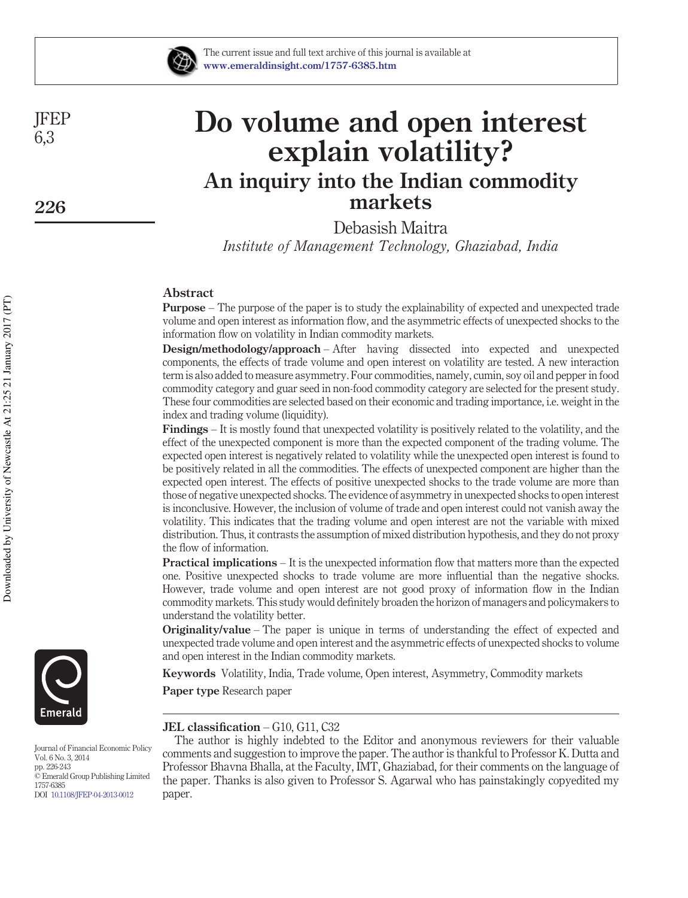# Do volume and open interest explain volatility?

## An inquiry into the Indian commodity markets

Debasish Maitra

*Institute of Management Technology, Ghaziabad, India*

### Abstract

**Purpose** – The purpose of the paper is to study the explainability of expected and unexpected trade volume and open interest as information flow, and the asymmetric effects of unexpected shocks to the information flow on volatility in Indian commodity markets.

**Design/methodology/approach** – After having dissected into expected and unexpected components, the effects of trade volume and open interest on volatility are tested. A new interaction term is also added to measure asymmetry. Four commodities, namely, cumin, soy oil and pepper in food commodity category and guar seed in non-food commodity category are selected for the present study. These four commodities are selected based on their economic and trading importance, i.e. weight in the index and trading volume (liquidity).

**Findings** – It is mostly found that unexpected volatility is positively related to the volatility, and the effect of the unexpected component is more than the expected component of the trading volume. The expected open interest is negatively related to volatility while the unexpected open interest is found to be positively related in all the commodities. The effects of unexpected component are higher than the expected open interest. The effects of positive unexpected shocks to the trade volume are more than those of negative unexpected shocks. The evidence of asymmetry in unexpected shocks to open interest is inconclusive. However, the inclusion of volume of trade and open interest could not vanish away the volatility. This indicates that the trading volume and open interest are not the variable with mixed distribution. Thus, it contrasts the assumption of mixed distribution hypothesis, and they do not proxy the flow of information.

**Practical implications** – It is the unexpected information flow that matters more than the expected one. Positive unexpected shocks to trade volume are more influential than the negative shocks. However, trade volume and open interest are not good proxy of information flow in the Indian commodity markets. This study would definitely broaden the horizon of managers and policymakers to understand the volatility better.

**Originality/value** – The paper is unique in terms of understanding the effect of expected and unexpected trade volume and open interest and the asymmetric effects of unexpected shocks to volume and open interest in the Indian commodity markets.

**Keywords** Volatility, India, Trade volume, Open interest, Asymmetry, Commodity markets

**Paper type** Research paper

**JEL classification** – G10, G11, C32

The author is highly indebted to the Editor and anonymous reviewers for their valuable comments and suggestion to improve the paper. The author is thankful to Professor K. Dutta and Professor Bhavna Bhalla, at the Faculty, IMT, Ghaziabad, for their comments on the language of the paper. Thanks is also given to Professor S. Agarwal who has painstakingly copyedited my paper.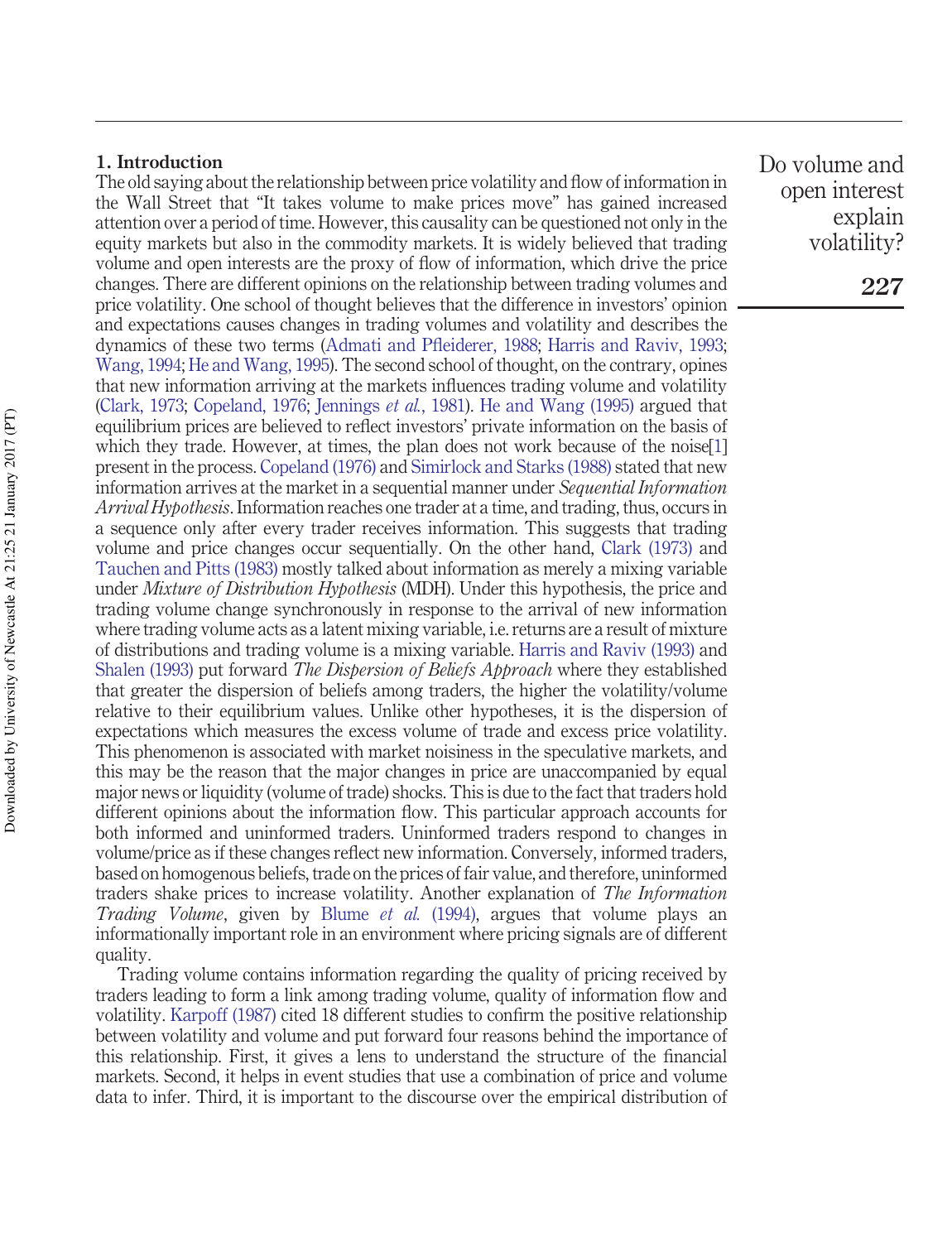## 1. Introduction

The old saying about the relationship between price volatility and flow of information in the Wall Street that "It takes volume to make prices move" has gained increased attention over a period of time. However, this causality can be questioned not only in the equity markets but also in the commodity markets. It is widely believed that trading volume and open interests are the proxy of flow of information, which drive the price changes. There are different opinions on the relationship between trading volumes and price volatility. One school of thought believes that the difference in investors' opinion and expectations causes changes in trading volumes and volatility and describes the dynamics of these two terms (Admati and Pfleiderer, 1988; Harris and Raviv, 1993; Wang, 1994; He and Wang, 1995). The second school of thought, on the contrary, opines that new information arriving at the markets influences trading volume and volatility (Clark, 1973; Copeland, 1976; Jennings *et al.*, 1981). He and Wang (1995) argued that equilibrium prices are believed to reflect investors' private information on the basis of which they trade. However, at times, the plan does not work because of the noise[1] present in the process. Copeland (1976) and Simirlock and Starks (1988) stated that new information arrives at the market in a sequential manner under *Sequential Information Arrival Hypothesis*. Information reaches one trader at a time, and trading, thus, occurs in a sequence only after every trader receives information. This suggests that trading volume and price changes occur sequentially. On the other hand, Clark (1973) and Tauchen and Pitts (1983) mostly talked about information as merely a mixing variable under *Mixture of Distribution Hypothesis* (MDH). Under this hypothesis, the price and trading volume change synchronously in response to the arrival of new information where trading volume acts as a latent mixing variable, i.e. returns are a result of mixture of distributions and trading volume is a mixing variable. Harris and Raviv (1993) and Shalen (1993) put forward *The Dispersion of Beliefs Approach* where they established that greater the dispersion of beliefs among traders, the higher the volatility/volume relative to their equilibrium values. Unlike other hypotheses, it is the dispersion of expectations which measures the excess volume of trade and excess price volatility. This phenomenon is associated with market noisiness in the speculative markets, and this may be the reason that the major changes in price are unaccompanied by equal major news or liquidity (volume of trade) shocks. This is due to the fact that traders hold different opinions about the information flow. This particular approach accounts for both informed and uninformed traders. Uninformed traders respond to changes in volume/price as if these changes reflect new information. Conversely, informed traders, based on homogenous beliefs, trade on the prices of fair value, and therefore, uninformed traders shake prices to increase volatility. Another explanation of *The Information Trading Volume*, given by Blume *et al.* (1994), argues that volume plays an informationally important role in an environment where pricing signals are of different quality.

Trading volume contains information regarding the quality of pricing received by traders leading to form a link among trading volume, quality of information flow and volatility. Karpoff (1987) cited 18 different studies to confirm the positive relationship between volatility and volume and put forward four reasons behind the importance of this relationship. First, it gives a lens to understand the structure of the financial markets. Second, it helps in event studies that use a combination of price and volume data to infer. Third, it is important to the discourse over the empirical distribution of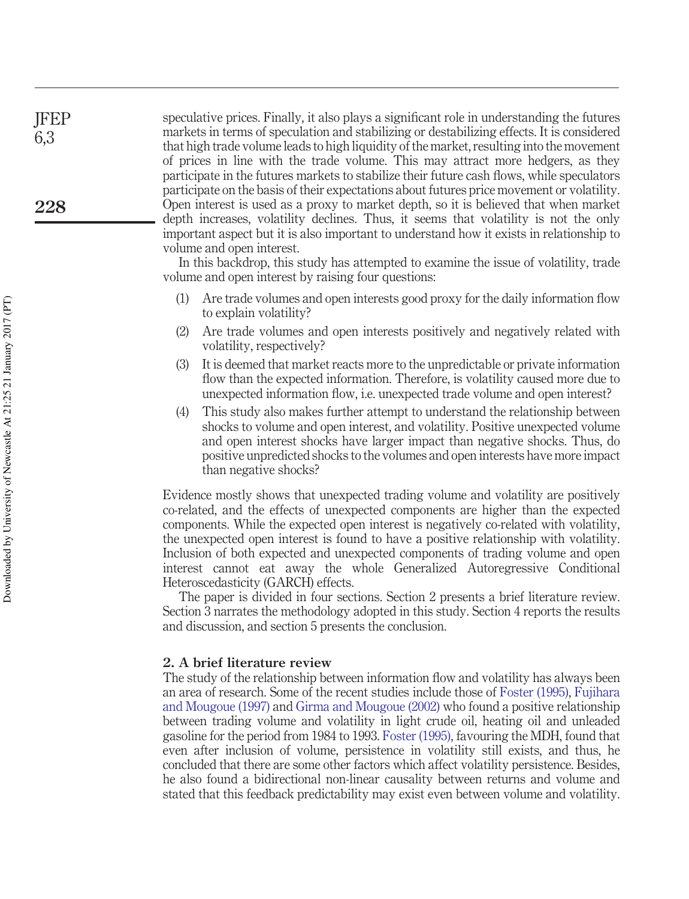speculative prices. Finally, it also plays a significant role in understanding the futures markets in terms of speculation and stabilizing or destabilizing effects. It is considered that high trade volume leads to high liquidity of the market, resulting into the movement of prices in line with the trade volume. This may attract more hedgers, as they participate in the futures markets to stabilize their future cash flows, while speculators participate on the basis of their expectations about futures price movement or volatility. Open interest is used as a proxy to market depth, so it is believed that when market depth increases, volatility declines. Thus, it seems that volatility is not the only important aspect but it is also important to understand how it exists in relationship to volume and open interest.

In this backdrop, this study has attempted to examine the issue of volatility, trade volume and open interest by raising four questions:

1. Are trade volumes and open interests good proxy for the daily information flow to explain volatility?
2. Are trade volumes and open interests positively and negatively related with volatility, respectively?
3. It is deemed that market reacts more to the unpredictable or private information flow than the expected information. Therefore, is volatility caused more due to unexpected information flow, i.e. unexpected trade volume and open interest?
4. This study also makes further attempt to understand the relationship between shocks to volume and open interest, and volatility. Positive unexpected volume and open interest shocks have larger impact than negative shocks. Thus, do positive unpredicted shocks to the volumes and open interests have more impact than negative shocks?

Evidence mostly shows that unexpected trading volume and volatility are positively co-related, and the effects of unexpected components are higher than the expected components. While the expected open interest is negatively co-related with volatility, the unexpected open interest is found to have a positive relationship with volatility. Inclusion of both expected and unexpected components of trading volume and open interest cannot eat away the whole Generalized Autoregressive Conditional Heteroscedasticity (GARCH) effects.

The paper is divided in four sections. Section 2 presents a brief literature review. Section 3 narrates the methodology adopted in this study. Section 4 reports the results and discussion, and section 5 presents the conclusion.

## 2. A brief literature review

The study of the relationship between information flow and volatility has always been an area of research. Some of the recent studies include those of Foster (1995), Fujihara and Mougoue (1997) and Girma and Mougoue (2002) who found a positive relationship between trading volume and volatility in light crude oil, heating oil and unleaded gasoline for the period from 1984 to 1993. Foster (1995), favouring the MDH, found that even after inclusion of volume, persistence in volatility still exists, and thus, he concluded that there are some other factors which affect volatility persistence. Besides, he also found a bidirectional non-linear causality between returns and volume and stated that this feedback predictability may exist even between volume and volatility.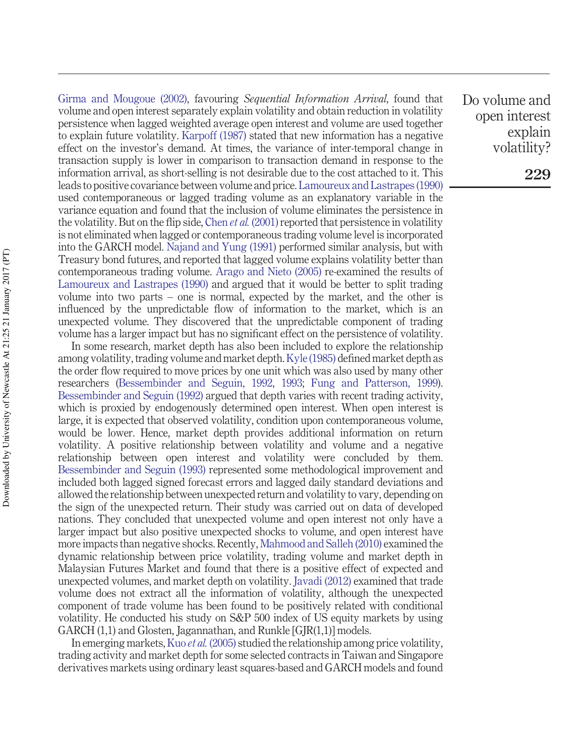Girma and Mougoue (2002), favouring *Sequential Information Arrival*, found that volume and open interest separately explain volatility and obtain reduction in volatility persistence when lagged weighted average open interest and volume are used together to explain future volatility. Karpoff (1987) stated that new information has a negative effect on the investor's demand. At times, the variance of inter-temporal change in transaction supply is lower in comparison to transaction demand in response to the information arrival, as short-selling is not desirable due to the cost attached to it. This leads to positive covariance between volume and price. Lamoureux and Lastrapes (1990) used contemporaneous or lagged trading volume as an explanatory variable in the variance equation and found that the inclusion of volume eliminates the persistence in the volatility. But on the flip side, Chen *et al.* (2001) reported that persistence in volatility is not eliminated when lagged or contemporaneous trading volume level is incorporated into the GARCH model. Najand and Yung (1991) performed similar analysis, but with Treasury bond futures, and reported that lagged volume explains volatility better than contemporaneous trading volume. Arago and Nieto (2005) re-examined the results of Lamoureux and Lastrapes (1990) and argued that it would be better to split trading volume into two parts – one is normal, expected by the market, and the other is influenced by the unpredictable flow of information to the market, which is an unexpected volume. They discovered that the unpredictable component of trading volume has a larger impact but has no significant effect on the persistence of volatility.

In some research, market depth has also been included to explore the relationship among volatility, trading volume and market depth. Kyle (1985) defined market depth as the order flow required to move prices by one unit which was also used by many other researchers (Bessembinder and Seguin, 1992, 1993; Fung and Patterson, 1999). Bessembinder and Seguin (1992) argued that depth varies with recent trading activity, which is proxied by endogenously determined open interest. When open interest is large, it is expected that observed volatility, condition upon contemporaneous volume, would be lower. Hence, market depth provides additional information on return volatility. A positive relationship between volatility and volume and a negative relationship between open interest and volatility were concluded by them. Bessembinder and Seguin (1993) represented some methodological improvement and included both lagged signed forecast errors and lagged daily standard deviations and allowed the relationship between unexpected return and volatility to vary, depending on the sign of the unexpected return. Their study was carried out on data of developed nations. They concluded that unexpected volume and open interest not only have a larger impact but also positive unexpected shocks to volume, and open interest have more impacts than negative shocks. Recently, Mahmood and Salleh (2010) examined the dynamic relationship between price volatility, trading volume and market depth in Malaysian Futures Market and found that there is a positive effect of expected and unexpected volumes, and market depth on volatility. Javadi (2012) examined that trade volume does not extract all the information of volatility, although the unexpected component of trade volume has been found to be positively related with conditional volatility. He conducted his study on S&P 500 index of US equity markets by using GARCH (1,1) and Glosten, Jagannathan, and Runkle [GJR(1,1)] models.

In emerging markets, Kuo *et al.* (2005) studied the relationship among price volatility, trading activity and market depth for some selected contracts in Taiwan and Singapore derivatives markets using ordinary least squares-based and GARCH models and found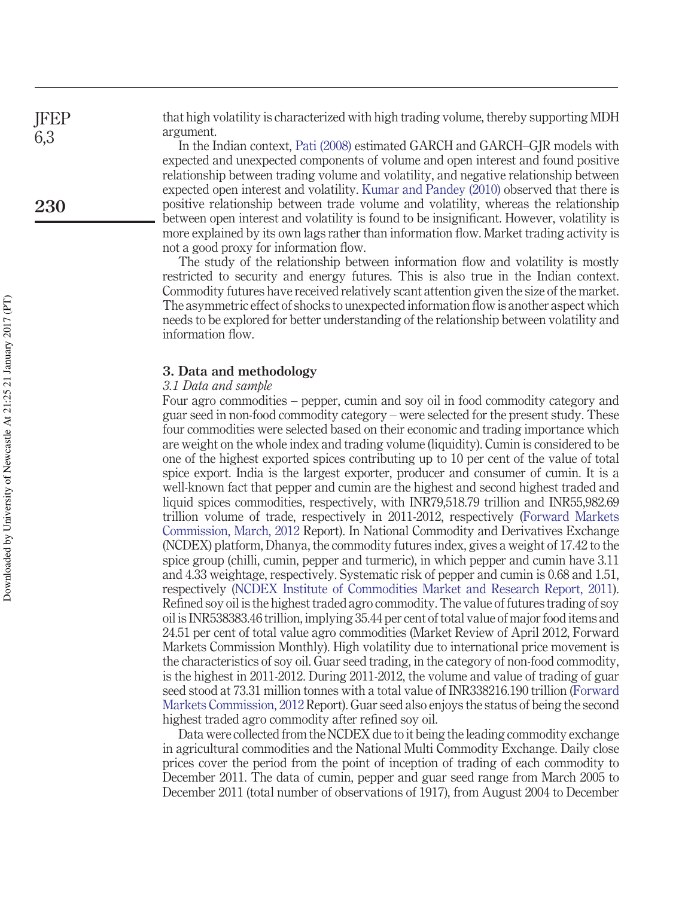that high volatility is characterized with high trading volume, thereby supporting MDH argument.

In the Indian context, Pati (2008) estimated GARCH and GARCH–GJR models with expected and unexpected components of volume and open interest and found positive relationship between trading volume and volatility, and negative relationship between expected open interest and volatility. Kumar and Pandey (2010) observed that there is positive relationship between trade volume and volatility, whereas the relationship between open interest and volatility is found to be insignificant. However, volatility is more explained by its own lags rather than information flow. Market trading activity is not a good proxy for information flow.

The study of the relationship between information flow and volatility is mostly restricted to security and energy futures. This is also true in the Indian context. Commodity futures have received relatively scant attention given the size of the market. The asymmetric effect of shocks to unexpected information flow is another aspect which needs to be explored for better understanding of the relationship between volatility and information flow.

## 3. Data and methodology

### *3.1 Data and sample*

Four agro commodities – pepper, cumin and soy oil in food commodity category and guar seed in non-food commodity category – were selected for the present study. These four commodities were selected based on their economic and trading importance which are weight on the whole index and trading volume (liquidity). Cumin is considered to be one of the highest exported spices contributing up to 10 per cent of the value of total spice export. India is the largest exporter, producer and consumer of cumin. It is a well-known fact that pepper and cumin are the highest and second highest traded and liquid spices commodities, respectively, with INR79,518.79 trillion and INR55,982.69 trillion volume of trade, respectively in 2011-2012, respectively (Forward Markets Commission, March, 2012 Report). In National Commodity and Derivatives Exchange (NCDEX) platform, Dhanya, the commodity futures index, gives a weight of 17.42 to the spice group (chilli, cumin, pepper and turmeric), in which pepper and cumin have 3.11 and 4.33 weightage, respectively. Systematic risk of pepper and cumin is 0.68 and 1.51, respectively (NCDEX Institute of Commodities Market and Research Report, 2011). Refined soy oil is the highest traded agro commodity. The value of futures trading of soy oil is INR538383.46 trillion, implying 35.44 per cent of total value of major food items and 24.51 per cent of total value agro commodities (Market Review of April 2012, Forward Markets Commission Monthly). High volatility due to international price movement is the characteristics of soy oil. Guar seed trading, in the category of non-food commodity, is the highest in 2011-2012. During 2011-2012, the volume and value of trading of guar seed stood at 73.31 million tonnes with a total value of INR338216.190 trillion (Forward Markets Commission, 2012 Report). Guar seed also enjoys the status of being the second highest traded agro commodity after refined soy oil.

Data were collected from the NCDEX due to it being the leading commodity exchange in agricultural commodities and the National Multi Commodity Exchange. Daily close prices cover the period from the point of inception of trading of each commodity to December 2011. The data of cumin, pepper and guar seed range from March 2005 to December 2011 (total number of observations of 1917), from August 2004 to December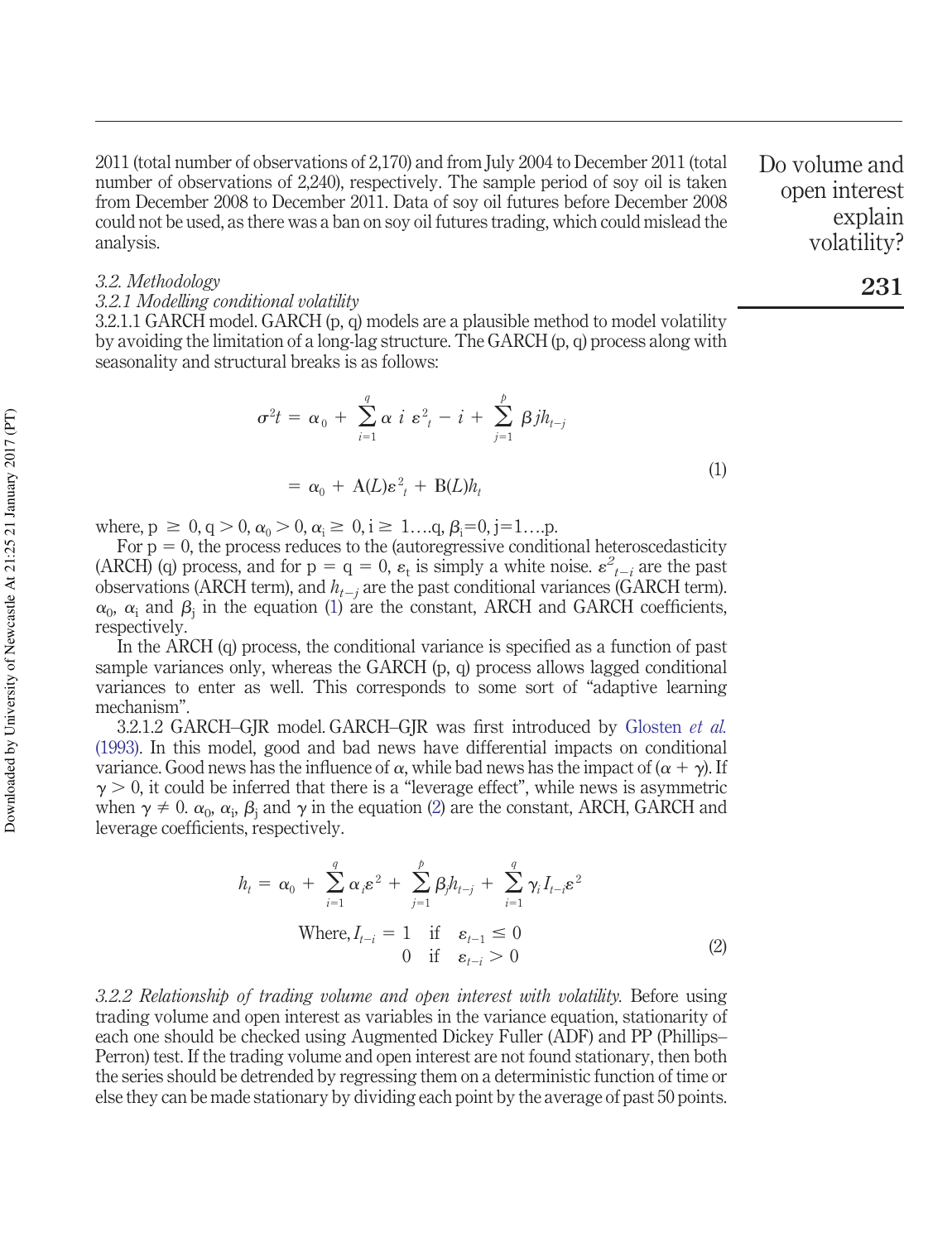2011 (total number of observations of 2,170) and from July 2004 to December 2011 (total number of observations of 2,240), respectively. The sample period of soy oil is taken from December 2008 to December 2011. Data of soy oil futures before December 2008 could not be used, as there was a ban on soy oil futures trading, which could mislead the analysis.

### *3.2. Methodology*

#### *3.2.1 Modelling conditional volatility*

3.2.1.1 GARCH model. GARCH (p, q) models are a plausible method to model volatility by avoiding the limitation of a long-lag structure. The GARCH (p, q) process along with seasonality and structural breaks is as follows:

$$
\begin{aligned}
\sigma^2 t &= \alpha_0 + \sum_{i=1}^{q} \alpha\, i\, \varepsilon^2{}_t - i + \sum_{j=1}^{p} \beta j h_{t-j} \\
&= \alpha_0 + \mathrm{A}(L)\varepsilon^2{}_t + \mathrm{B}(L)h_t
\end{aligned}
\tag{1}
$$

where, $p \geq 0, q > 0, \alpha_0 > 0, \alpha_i \geq 0, i \geq 1 \ldots q, \beta_i = 0, j = 1 \ldots p$.

For p = 0, the process reduces to the (autoregressive conditional heteroscedasticity (ARCH) (q) process, and for p = q = 0, $\varepsilon_t$ is simply a white noise. $\varepsilon^2{}_{t-i}$ are the past observations (ARCH term), and $h_{t-j}$ are the past conditional variances (GARCH term). $\alpha_0$, $\alpha_i$ and $\beta_j$ in the equation (1) are the constant, ARCH and GARCH coefficients, respectively.

In the ARCH (q) process, the conditional variance is specified as a function of past sample variances only, whereas the GARCH (p, q) process allows lagged conditional variances to enter as well. This corresponds to some sort of "adaptive learning mechanism".

3.2.1.2 GARCH–GJR model. GARCH–GJR was first introduced by Glosten *et al.* (1993). In this model, good and bad news have differential impacts on conditional variance. Good news has the influence of $\alpha$, while bad news has the impact of $(\alpha + \gamma)$. If $\gamma > 0$, it could be inferred that there is a "leverage effect", while news is asymmetric when $\gamma \neq 0$. $\alpha_0$, $\alpha_i$, $\beta_j$ and $\gamma$ in the equation (2) are the constant, ARCH, GARCH and leverage coefficients, respectively.

$$
\begin{gathered}
h_t = \alpha_0 + \sum_{i=1}^{q} \alpha_i \varepsilon^2 + \sum_{j=1}^{p} \beta_j h_{t-j} + \sum_{i=1}^{q} \gamma_i I_{t-i} \varepsilon^2 \\
\text{Where, } I_{t-i} = \begin{cases} 1 & \text{if} \quad \varepsilon_{t-1} \leq 0 \\ 0 & \text{if} \quad \varepsilon_{t-i} > 0 \end{cases}
\end{gathered}
\tag{2}
$$

*3.2.2 Relationship of trading volume and open interest with volatility.* Before using trading volume and open interest as variables in the variance equation, stationarity of each one should be checked using Augmented Dickey Fuller (ADF) and PP (Phillips–Perron) test. If the trading volume and open interest are not found stationary, then both the series should be detrended by regressing them on a deterministic function of time or else they can be made stationary by dividing each point by the average of past 50 points.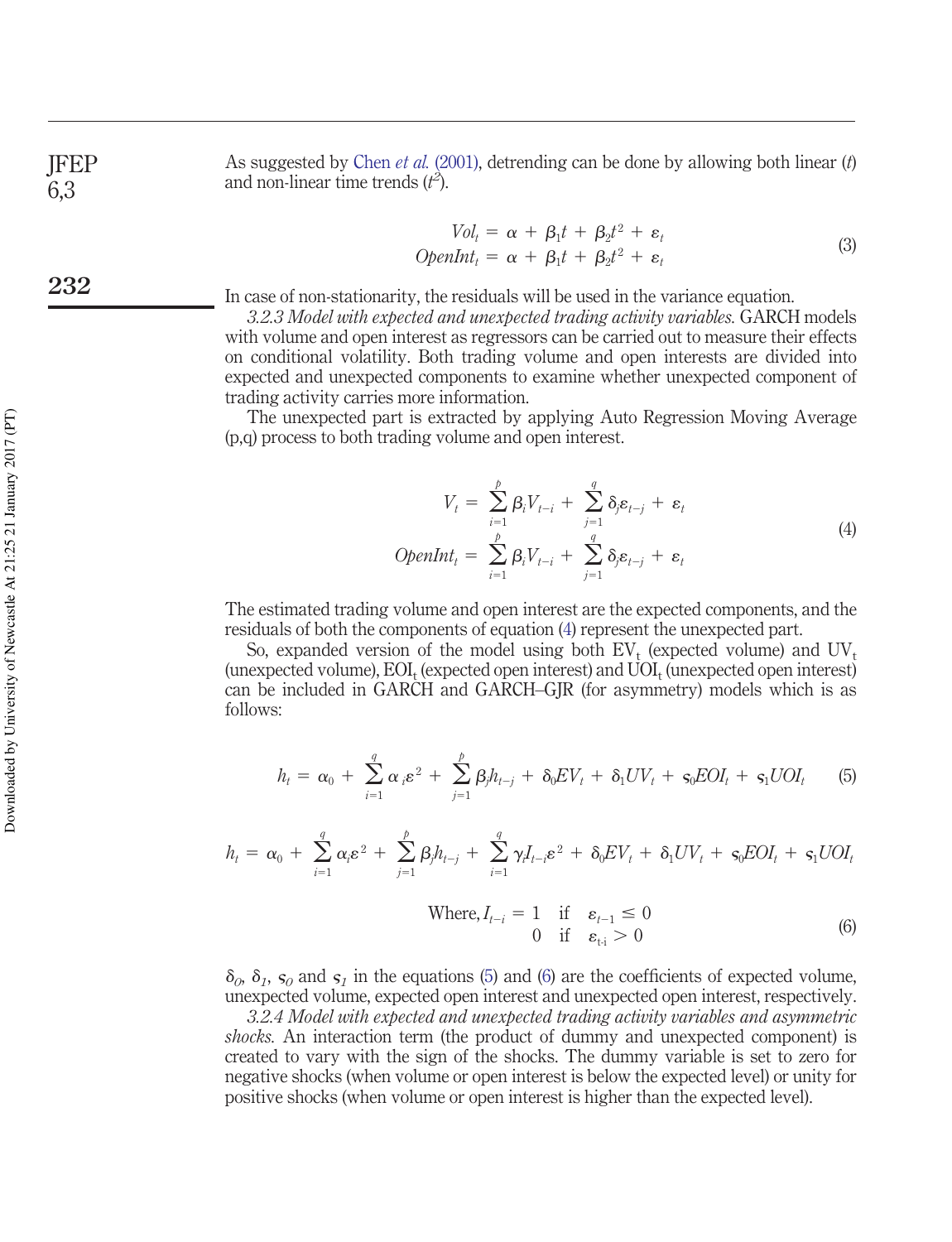As suggested by Chen *et al.* (2001), detrending can be done by allowing both linear ($t$) and non-linear time trends ($t^2$).

$$
\begin{aligned}
Vol_t &= \alpha + \beta_1 t + \beta_2 t^2 + \varepsilon_t \\
OpenInt_t &= \alpha + \beta_1 t + \beta_2 t^2 + \varepsilon_t
\end{aligned}
\tag{3}
$$

In case of non-stationarity, the residuals will be used in the variance equation.

*3.2.3 Model with expected and unexpected trading activity variables.* GARCH models with volume and open interest as regressors can be carried out to measure their effects on conditional volatility. Both trading volume and open interests are divided into expected and unexpected components to examine whether unexpected component of trading activity carries more information.

The unexpected part is extracted by applying Auto Regression Moving Average (p,q) process to both trading volume and open interest.

$$
\begin{aligned}
V_t &= \sum_{i=1}^{p} \beta_i V_{t-i} + \sum_{j=1}^{q} \delta_j \varepsilon_{t-j} + \varepsilon_t \\
OpenInt_t &= \sum_{i=1}^{p} \beta_i V_{t-i} + \sum_{j=1}^{q} \delta_j \varepsilon_{t-j} + \varepsilon_t
\end{aligned}
\tag{4}
$$

The estimated trading volume and open interest are the expected components, and the residuals of both the components of equation (4) represent the unexpected part.

So, expanded version of the model using both $EV_t$ (expected volume) and $UV_t$ (unexpected volume), $EOI_t$ (expected open interest) and $UOI_t$ (unexpected open interest) can be included in GARCH and GARCH–GJR (for asymmetry) models which is as follows:

$$
h_t = \alpha_0 + \sum_{i=1}^{q} \alpha_i \varepsilon^2 + \sum_{j=1}^{p} \beta_j h_{t-j} + \delta_0 EV_t + \delta_1 UV_t + \varsigma_0 EOI_t + \varsigma_1 UOI_t \tag{5}
$$

$$
h_t = \alpha_0 + \sum_{i=1}^{q} \alpha_i \varepsilon^2 + \sum_{j=1}^{p} \beta_j h_{t-j} + \sum_{i=1}^{q} \gamma_i I_{t-i} \varepsilon^2 + \delta_0 EV_t + \delta_1 UV_t + \varsigma_0 EOI_t + \varsigma_1 UOI_t
$$

$$
\text{Where, } I_{t-i} = \begin{cases} 1 & \text{if} \quad \varepsilon_{t-1} \leq 0 \\ 0 & \text{if} \quad \varepsilon_{t\text{-}i} > 0 \end{cases} \tag{6}
$$

$\delta_0$, $\delta_1$, $\varsigma_0$ and $\varsigma_1$ in the equations (5) and (6) are the coefficients of expected volume, unexpected volume, expected open interest and unexpected open interest, respectively.

*3.2.4 Model with expected and unexpected trading activity variables and asymmetric shocks.* An interaction term (the product of dummy and unexpected component) is created to vary with the sign of the shocks. The dummy variable is set to zero for negative shocks (when volume or open interest is below the expected level) or unity for positive shocks (when volume or open interest is higher than the expected level).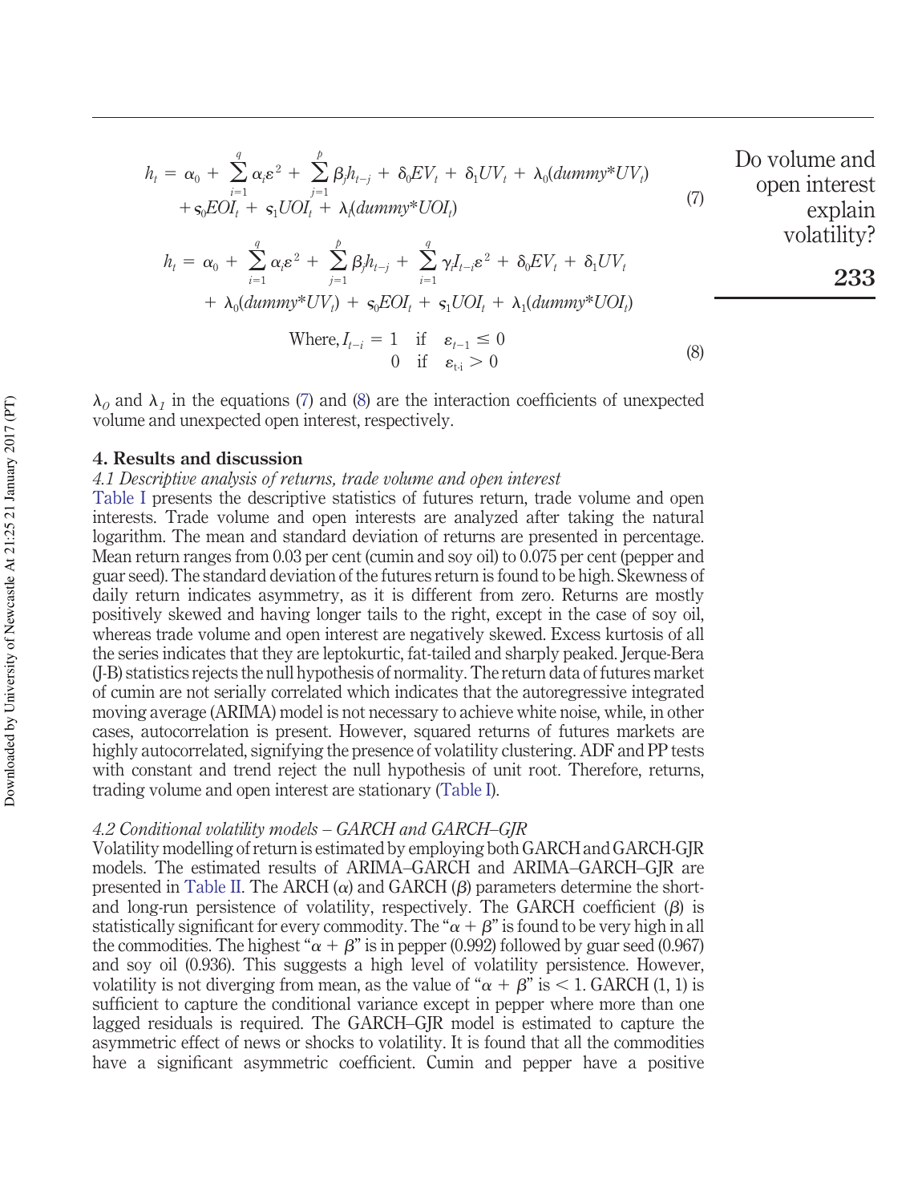$$h_t = \alpha_0 + \sum_{i=1}^{q} \alpha_i \varepsilon^2 + \sum_{j=1}^{p} \beta_j h_{t-j} + \delta_0 EV_t + \delta_1 UV_t + \lambda_0 (dummy{*}UV_t) + \varsigma_0 EOI_t + \varsigma_1 UOI_t + \lambda_1 (dummy{*}UOI_t) \tag{7}$$

$$h_t = \alpha_0 + \sum_{i=1}^{q} \alpha_i \varepsilon^2 + \sum_{j=1}^{p} \beta_j h_{t-j} + \sum_{i=1}^{q} \gamma_i I_{t-i} \varepsilon^2 + \delta_0 EV_t + \delta_1 UV_t + \lambda_0 (dummy{*}UV_t) + \varsigma_0 EOI_t + \varsigma_1 UOI_t + \lambda_1 (dummy{*}UOI_t)$$

$$\text{Where, } I_{t-i} = \begin{cases} 1 & \text{if } \varepsilon_{t-1} \leq 0 \\ 0 & \text{if } \varepsilon_{t\text{-}i} > 0 \end{cases} \tag{8}$$

$\lambda_0$ and $\lambda_1$ in the equations (7) and (8) are the interaction coefficients of unexpected volume and unexpected open interest, respectively.

## 4. Results and discussion

### *4.1 Descriptive analysis of returns, trade volume and open interest*

Table I presents the descriptive statistics of futures return, trade volume and open interests. Trade volume and open interests are analyzed after taking the natural logarithm. The mean and standard deviation of returns are presented in percentage. Mean return ranges from 0.03 per cent (cumin and soy oil) to 0.075 per cent (pepper and guar seed). The standard deviation of the futures return is found to be high. Skewness of daily return indicates asymmetry, as it is different from zero. Returns are mostly positively skewed and having longer tails to the right, except in the case of soy oil, whereas trade volume and open interest are negatively skewed. Excess kurtosis of all the series indicates that they are leptokurtic, fat-tailed and sharply peaked. Jerque-Bera (J-B) statistics rejects the null hypothesis of normality. The return data of futures market of cumin are not serially correlated which indicates that the autoregressive integrated moving average (ARIMA) model is not necessary to achieve white noise, while, in other cases, autocorrelation is present. However, squared returns of futures markets are highly autocorrelated, signifying the presence of volatility clustering. ADF and PP tests with constant and trend reject the null hypothesis of unit root. Therefore, returns, trading volume and open interest are stationary (Table I).

### *4.2 Conditional volatility models – GARCH and GARCH–GJR*

Volatility modelling of return is estimated by employing both GARCH and GARCH-GJR models. The estimated results of ARIMA–GARCH and ARIMA–GARCH–GJR are presented in Table II. The ARCH ($\alpha$) and GARCH ($\beta$) parameters determine the short- and long-run persistence of volatility, respectively. The GARCH coefficient ($\beta$) is statistically significant for every commodity. The "$\alpha + \beta$" is found to be very high in all the commodities. The highest "$\alpha + \beta$" is in pepper (0.992) followed by guar seed (0.967) and soy oil (0.936). This suggests a high level of volatility persistence. However, volatility is not diverging from mean, as the value of "$\alpha + \beta$" is < 1. GARCH (1, 1) is sufficient to capture the conditional variance except in pepper where more than one lagged residuals is required. The GARCH–GJR model is estimated to capture the asymmetric effect of news or shocks to volatility. It is found that all the commodities have a significant asymmetric coefficient. Cumin and pepper have a positive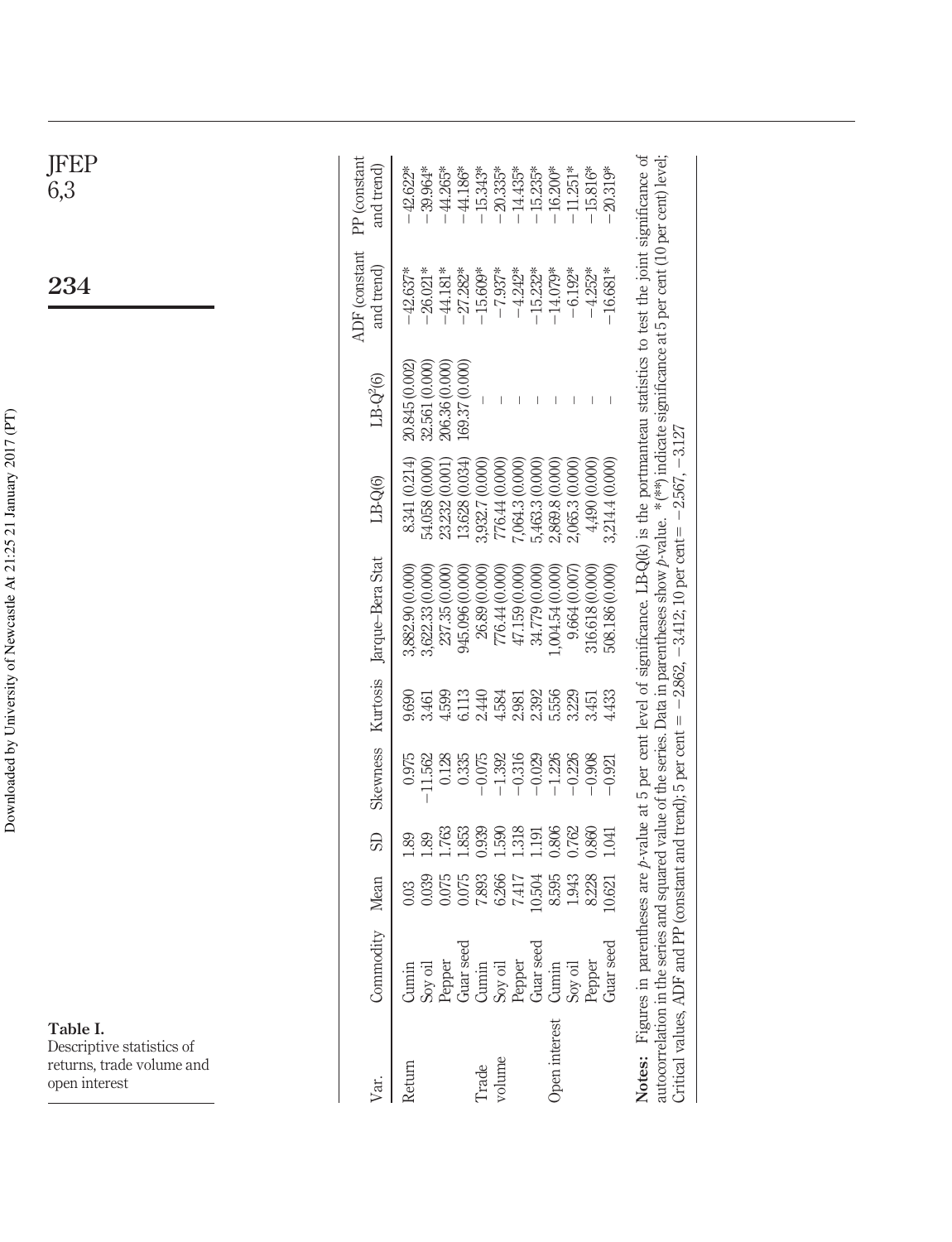**Table I.** Descriptive statistics of returns, trade volume and open interest

| Var. | Commodity | Mean | SD | Skewness | Kurtosis | Jarque–Bera Stat | LB-Q(6) | LB-$Q^2$(6) | ADF (constant and trend) | PP (constant and trend) |
|---|---|---|---|---|---|---|---|---|---|---|
| Return | Cumin | 0.03 | 1.89 | 0.975 | 9.690 | 3,882.90 (0.000) | 8.341 (0.214) | 20.845 (0.002) | −42.637* | −42.622* |
| | Soy oil | 0.039 | 1.89 | −11.562 | 3.461 | 3,622.33 (0.000) | 54.058 (0.000) | 32.561 (0.000) | −26.021* | −39.964* |
| | Pepper | 0.075 | 1.763 | 0.128 | 4.599 | 237.35 (0.000) | 23.232 (0.001) | 206.36 (0.000) | −44.181* | −44.265* |
| | Guar seed | 0.075 | 1.853 | 0.335 | 6.113 | 945.096 (0.000) | 13.628 (0.034) | 169.37 (0.000) | −27.282* | −44.186* |
| Trade volume | Cumin | 7.893 | 0.939 | −0.075 | 2.440 | 26.89 (0.000) | 3,932.7 (0.000) | – | −15.609* | −15.343* |
| | Soy oil | 6.266 | 1.590 | −1.392 | 4.584 | 776.44 (0.000) | 776.44 (0.000) | – | −7.937* | −20.335* |
| | Pepper | 7.417 | 1.318 | −0.316 | 2.981 | 47.159 (0.000) | 7,064.3 (0.000) | – | −4.242* | −14.435* |
| | Guar seed | 10.504 | 1.191 | −0.029 | 2.392 | 34.779 (0.000) | 5,463.3 (0.000) | – | −15.232* | −15.235* |
| Open interest | Cumin | 8.595 | 0.806 | −1.226 | 5.556 | 1,004.54 (0.000) | 2,869.8 (0.000) | – | −14.079* | −16.200* |
| | Soy oil | 1.943 | 0.762 | −0.226 | 3.229 | 9.664 (0.007) | 2,065.3 (0.000) | – | −6.192* | −11.251* |
| | Pepper | 8.228 | 0.860 | −0.908 | 3.451 | 316.618 (0.000) | 4,490 (0.000) | – | −4.252* | −15.816* |
| | Guar seed | 10.621 | 1.041 | −0.921 | 4.433 | 508.186 (0.000) | 3,214.4 (0.000) | – | −16.681* | −20.319* |

**Notes:** Figures in parentheses are *p*-value at 5 per cent level of significance. LB-Q(k) is the portmanteau statistics to test the joint significance of autocorrelation in the series and squared value of the series. Data in parentheses show *p*-value. *(**) indicate significance at 5 per cent (10 per cent) level; Critical values, ADF and PP (constant and trend); 5 per cent = −2.862, −3.412; 10 per cent = −2.567, −3.127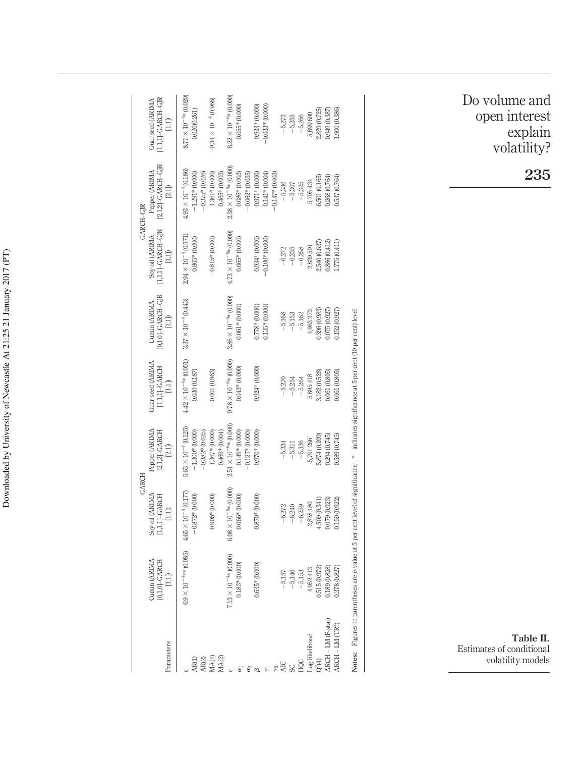**Table II.** Estimates of conditional volatility models

| Parameters | GARCH | | | | GARCH–GJR | | | |
|---|---|---|---|---|---|---|---|---|
| | Cumin (ARIMA [0,1,0]–GARCH [1,1]) | Soy oil (ARIMA [1,1,1]–GARCH [1,1]) | Pepper (ARIMA [2,1,2]–GARCH [2,1]) | Guar seed (ARIMA [1,1,1]–GARCH [1,1]) | Cumin (ARIMA [0,1,0]–GARCH–GJR [1,1]) | Soy oil (ARIMA [1,1,1]–GARCH–GJR [1,1]) | Pepper (ARIMA [2,1,2]–GARCH–GJR [2,1]) | Guar seed (ARIMA [1,1,1]–GARCH–GJR [1,1]) |
| c | $6.9 \times 10^{-4}$** (0.085) | $4.65 \times 10^{-4}$ (0.177) | $5.63 \times 10^{-4}$ (0.125) | $4.42 \times 10^{-4}$* (0.051) | $3.37 \times 10^{-4}$ (0.443) | $2.94 \times 10^{-4}$ (0.571) | $4.93 \times 10^{-4}$ (0.186) | $8.71 \times 10^{-4}$* (0.020) |
| AR(1) | | −0.872* (0.000) | −1.300* (0.000) | 0.030 (0.187) | | 0.865* (0.000) | −1.291* (0.000) | 0.026(0.261) |
| AR(2) | | | −0.382* (0.025) | | | | −0.375* (0.026) | |
| MA(1) | | 0.906* (0.000) | 1.367* (0.000) | −0.001 (0.963) | | −0.815* (0.000) | 1.361* (0.000) | $-9.34 \times 10^{-4}$ (0.966) |
| MA(2) | | | 0.469* (0.004) | | | | 0.465* (0.003) | |
| c | $7.13 \times 10^{-5}$* (0.000) | $6.08 \times 10^{-6}$* (0.000) | $2.51 \times 10^{-6}$* (0.000) | $9.78 \times 10^{-6}$* (0.000) | $3.86 \times 10^{-5}$* (0.000) | $4.73 \times 10^{-6}$* (0.000) | $2.38 \times 10^{-6}$* (0.000) | $8.22 \times 10^{-6}$* (0.000) |
| $\alpha_1$ | 0.183* (0.000) | 0.066* (0.000) | 0.149* (0.000) | 0.043* (0.000) | 0.061* (0.000) | 0.065* (0.000) | 0.086* (0.003) | 0.055* (0.000) |
| $\alpha_2$ | | | −0.127* (0.000) | | | | −0.062* (0.035) | |
| $\beta$ | 0.635* (0.000) | 0.870* (0.000) | 0.970* (0.000) | 0.924* (0.000) | 0.778* (0.000) | 0.934* (0.000) | 0.971* (0.000) | 0.933* (0.000) |
| $\gamma_1$ | | | | | 0.135* (0.000) | −0.100* (0.000) | 0.141* (0.004) | −0.033* (0.000) |
| $\gamma_2$ | | | | | | | −0.147* (0.003) | |
| AIC | −5.157 | −6.272 | −5.334 | −5.270 | −5.168 | −6.272 | −5.336 | −5.273 |
| SC | −5.146 | −6.240 | −5.311 | −5.254 | −5.153 | −6.235 | −5.307 | −5.255 |
| HQC | −5.153 | −6.259 | −5.326 | −5.264 | −5.162 | −6.258 | −5.325 | −5.266 |
| Log likelihood | 4,952.413 | 2,828.480 | 5,791.266 | 5,895.418 | 4,963.273 | 2,829.591 | 5,795.434 | 5,899.690 |
| $Q^2(4)$ | 0.515 (0.972) | 4.509 (0.341) | 5.874 (0.209) | 3.182 (0.528) | 0.396 (0.983) | 2.540 (0.637) | 6.501 (0.165) | 2.839 (0.725) |
| ARCH – LM (F-stat) | 0.189 (0.828) | 0.079 (0.923) | 0.294 (0.745) | 0.061 (0.805) | 0.075 (0.927) | 0.886 (0.412) | 0.268 (0.764) | 0.949 (0.387) |
| ARCH – LM ($TR^2$) | 0.378 (0.827) | 0.159 (0.922) | 0.589 (0.745) | 0.061 (0.805) | 0.152 (0.927) | 1.775 (0.411) | 0.537 (0.764) | 1.900 (0.386) |

**Notes:** Figures in parentheses are *p*-value at 5 per cent level of significance; * indicates significance at 5 per cent (10 per cent) level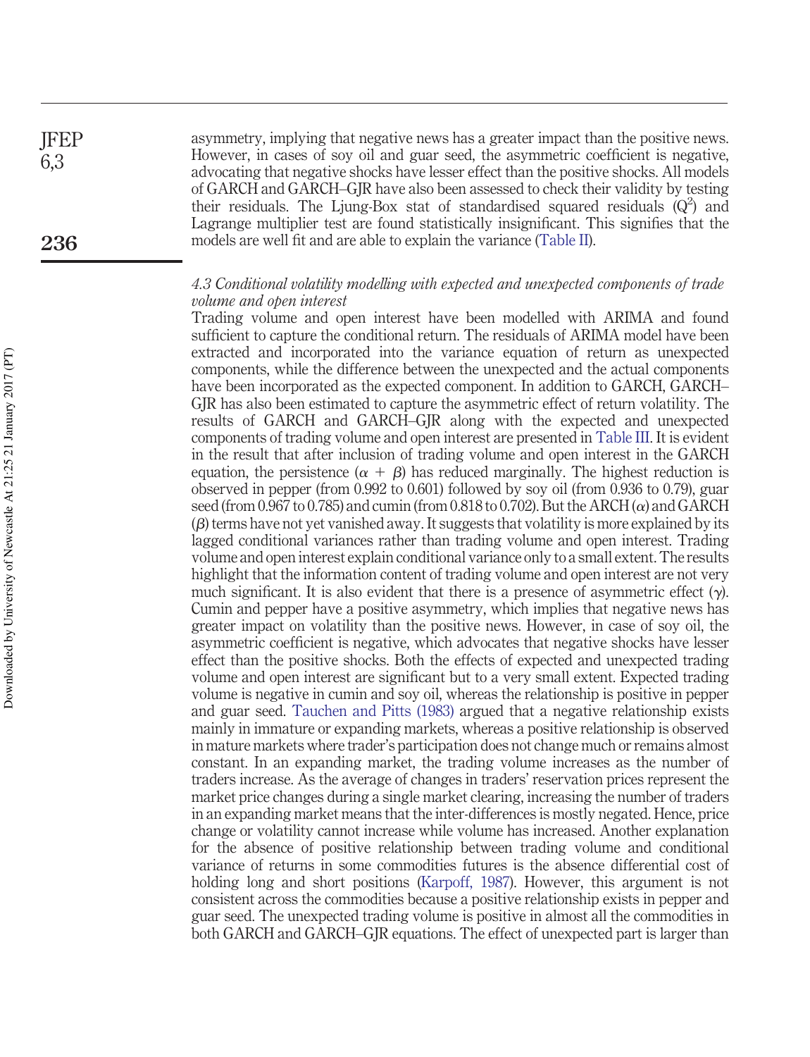asymmetry, implying that negative news has a greater impact than the positive news. However, in cases of soy oil and guar seed, the asymmetric coefficient is negative, advocating that negative shocks have lesser effect than the positive shocks. All models of GARCH and GARCH–GJR have also been assessed to check their validity by testing their residuals. The Ljung-Box stat of standardised squared residuals ($Q^2$) and Lagrange multiplier test are found statistically insignificant. This signifies that the models are well fit and are able to explain the variance (Table II).

### *4.3 Conditional volatility modelling with expected and unexpected components of trade volume and open interest*

Trading volume and open interest have been modelled with ARIMA and found sufficient to capture the conditional return. The residuals of ARIMA model have been extracted and incorporated into the variance equation of return as unexpected components, while the difference between the unexpected and the actual components have been incorporated as the expected component. In addition to GARCH, GARCH–GJR has also been estimated to capture the asymmetric effect of return volatility. The results of GARCH and GARCH–GJR along with the expected and unexpected components of trading volume and open interest are presented in Table III. It is evident in the result that after inclusion of trading volume and open interest in the GARCH equation, the persistence ($\alpha + \beta$) has reduced marginally. The highest reduction is observed in pepper (from 0.992 to 0.601) followed by soy oil (from 0.936 to 0.79), guar seed (from 0.967 to 0.785) and cumin (from 0.818 to 0.702). But the ARCH ($\alpha$) and GARCH ($\beta$) terms have not yet vanished away. It suggests that volatility is more explained by its lagged conditional variances rather than trading volume and open interest. Trading volume and open interest explain conditional variance only to a small extent. The results highlight that the information content of trading volume and open interest are not very much significant. It is also evident that there is a presence of asymmetric effect ($\gamma$). Cumin and pepper have a positive asymmetry, which implies that negative news has greater impact on volatility than the positive news. However, in case of soy oil, the asymmetric coefficient is negative, which advocates that negative shocks have lesser effect than the positive shocks. Both the effects of expected and unexpected trading volume and open interest are significant but to a very small extent. Expected trading volume is negative in cumin and soy oil, whereas the relationship is positive in pepper and guar seed. Tauchen and Pitts (1983) argued that a negative relationship exists mainly in immature or expanding markets, whereas a positive relationship is observed in mature markets where trader's participation does not change much or remains almost constant. In an expanding market, the trading volume increases as the number of traders increase. As the average of changes in traders' reservation prices represent the market price changes during a single market clearing, increasing the number of traders in an expanding market means that the inter-differences is mostly negated. Hence, price change or volatility cannot increase while volume has increased. Another explanation for the absence of positive relationship between trading volume and conditional variance of returns in some commodities futures is the absence differential cost of holding long and short positions (Karpoff, 1987). However, this argument is not consistent across the commodities because a positive relationship exists in pepper and guar seed. The unexpected trading volume is positive in almost all the commodities in both GARCH and GARCH–GJR equations. The effect of unexpected part is larger than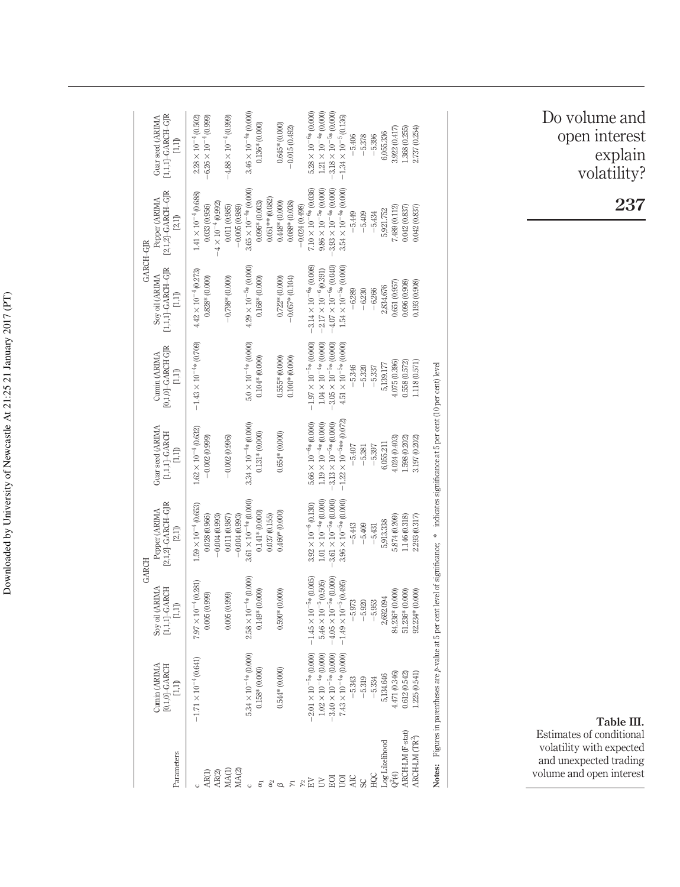| Parameters | GARCH | | | | GARCH-GJR | | | |
|---|---|---|---|---|---|---|---|---|
| | Cumin (ARIMA [0,1,0]-GARCH [1,1]) | Soy oil (ARIMA [1,1,1]-GARCH [1,1]) | Pepper (ARIMA [2,1,2]-GARCH-GJR [2,1]) | Guar seed (ARIMA [1,1,1]-GARCH [1,1]) | Cumin (ARIMA [0,1,0]-GARCH GJR [1,1]) | Soy oil (ARIMA [1,1,1]-GARCH-GJR [1,1]) | Pepper (ARIMA [2,1,2]-GARCH-GJR [2,1]) | Guar seed (ARIMA [1,1,1]-GARCH-GJR [1,1]) |
| c | $-1.71 \times 10^{-4}$ (0.641) | $7.97 \times 10^{-4}$ (0.281) | $1.59 \times 10^{-4}$ (0.653) | $1.62 \times 10^{-4}$ (0.632) | $-1.43 \times 10^{-4}$* (0.709) | $4.42 \times 10^{-4}$ (0.273) | $1.41 \times 10^{-4}$ (0.688) | $2.28 \times 10^{-4}$ (0.502) |
| AR(1) | | 0.005 (0.999) | 0.028 (0.966) | $-0.002$ (0.999) | | 0.828* (0.000) | 0.033 (0.956) | $-6.26 \times 10^{-4}$ (0.999) |
| AR(2) | | | $-0.004$ (0.993) | | | | $-4 \times 10^{-4}$ (0.992) | |
| MA(1) | | 0.005 (0.999) | 0.011 (0.987) | $-0.002$ (0.996) | | $-0.798$* (0.000) | 0.011 (0.985) | $-4.88 \times 10^{-4}$ (0.999) |
| MA(2) | | | $-0.004$ (0.993) | | | | $-0.005$ (0.989) | |
| c | $5.34 \times 10^{-4}$* (0.000) | $2.58 \times 10^{-4}$* (0.000) | $3.61 \times 10^{-4}$* (0.000) | $3.34 \times 10^{-4}$* (0.000) | $5.0 \times 10^{-4}$* (0.000) | $4.29 \times 10^{-5}$* (0.000) | $3.65 \times 10^{-4}$* (0.000) | $3.46 \times 10^{-4}$* (0.000) |
| $\alpha_1$ | 0.158* (0.000) | 0.149* (0.000) | 0.141* (0.000) | 0.131* (0.000) | 0.104* (0.000) | 0.168* (0.000) | 0.096* (0.003) | 0.136* (0.000) |
| $\alpha_2$ | | | 0.037 (0.155) | | | | 0.051** (0.082) | |
| $\beta$ | 0.544* (0.000) | 0.590* (0.000) | 0.460* (0.000) | 0.654* (0.000) | 0.555* (0.000) | 0.722* (0.000) | 0.448* (0.000) | 0.645* (0.000) |
| $\gamma_1$ | | | | | 0.100* (0.000) | $-0.057$* (0.104) | 0.088* (0.038) | $-0.015$ (0.492) |
| $\gamma_2$ | | | | | | | $-0.024$ (0.498) | |
| EV | $-2.01 \times 10^{-5}$* (0.000) | $-1.45 \times 10^{-5}$* (0.005) | $3.92 \times 10^{-6}$ (0.130) | $5.66 \times 10^{-6}$* (0.000) | $-1.97 \times 10^{-5}$* (0.000) | $-3.14 \times 10^{-6}$* (0.008) | $7.10 \times 10^{-6}$* (0.036) | $5.28 \times 10^{-6}$* (0.000) |
| UV | $1.02 \times 10^{-4}$* (0.000) | $5.46 \times 10^{-5}$ (0.505) | $1.01 \times 10^{-4}$* (0.000) | $1.19 \times 10^{-4}$* (0.000) | $1.04 \times 10^{-4}$* (0.000) | $-2.17 \times 10^{-6}$ (0.391) | $9.86 \times 10^{-5}$* (0.000) | $1.21 \times 10^{-4}$* (0.000) |
| EOI | $-3.40 \times 10^{-5}$* (0.000) | $-4.05 \times 10^{-5}$* (0.000) | $-3.61 \times 10^{-5}$* (0.000) | $-3.13 \times 10^{-5}$* (0.000) | $-3.05 \times 10^{-5}$* (0.000) | $-4.07 \times 10^{-6}$* (0.040) | $-3.93 \times 10^{-4}$* (0.000) | $-3.18 \times 10^{-5}$* (0.000) |
| UOI | $7.43 \times 10^{-4}$* (0.000) | $-1.49 \times 10^{-5}$ (0.495) | $3.96 \times 10^{-5}$* (0.000) | $-1.22 \times 10^{-5}$** (0.072) | $4.51 \times 10^{-5}$* (0.000) | $1.54 \times 10^{-5}$* (0.000) | $3.54 \times 10^{-4}$* (0.000) | $-1.34 \times 10^{-5}$ (0.136) |
| AIC | $-5.343$ | $-5.973$ | $-5.443$ | $-5.407$ | $-5.346$ | $-6.289$ | $-5.449$ | $-5.406$ |
| SC | $-5.319$ | $-5.920$ | $-5.409$ | $-5.381$ | $-5.320$ | $-6.230$ | $-5.409$ | $-5.378$ |
| HQC | $-5.334$ | $-5.953$ | $-5.431$ | $-5.397$ | $-5.337$ | $-6.266$ | $-5.434$ | $-5.396$ |
| Log Likelihood | 5,134.646 | 2,692.094 | 5,913.338 | 6,055.211 | 5,139.177 | 2,834.676 | 5,921.752 | 6,055.336 |
| $Q^2(4)$ | 4.471 (0.346) | 84.236* (0.000) | 5.874 (0.209) | 4.024 (0.403) | 4.075 (0.396) | 0.651 (0.957) | 7.489 (0.112) | 3.922 (0.417) |
| ARCH-LM (F-stat) | 0.612 (0.542) | 51.236* (0.000) | 1.146 (0.318) | 1.598 (0.202) | 0.558 (0.572) | 0.096 (0.908) | 0.042 (0.837) | 1.368 (0.255) |
| ARCH-LM ($TR^2$) | 1.225 (0.541) | 92.234* (0.000) | 2.293 (0.317) | 3.197 (0.202) | 1.118 (0.571) | 0.193 (0.908) | 0.042 (0.837) | 2.737 (0.254) |

**Notes:** Figures in parentheses are *p*-value at 5 per cent level of significance; * indicates significance at 5 per cent (10 per cent) level

**Table III.** Estimates of conditional volatility with expected and unexpected trading volume and open interest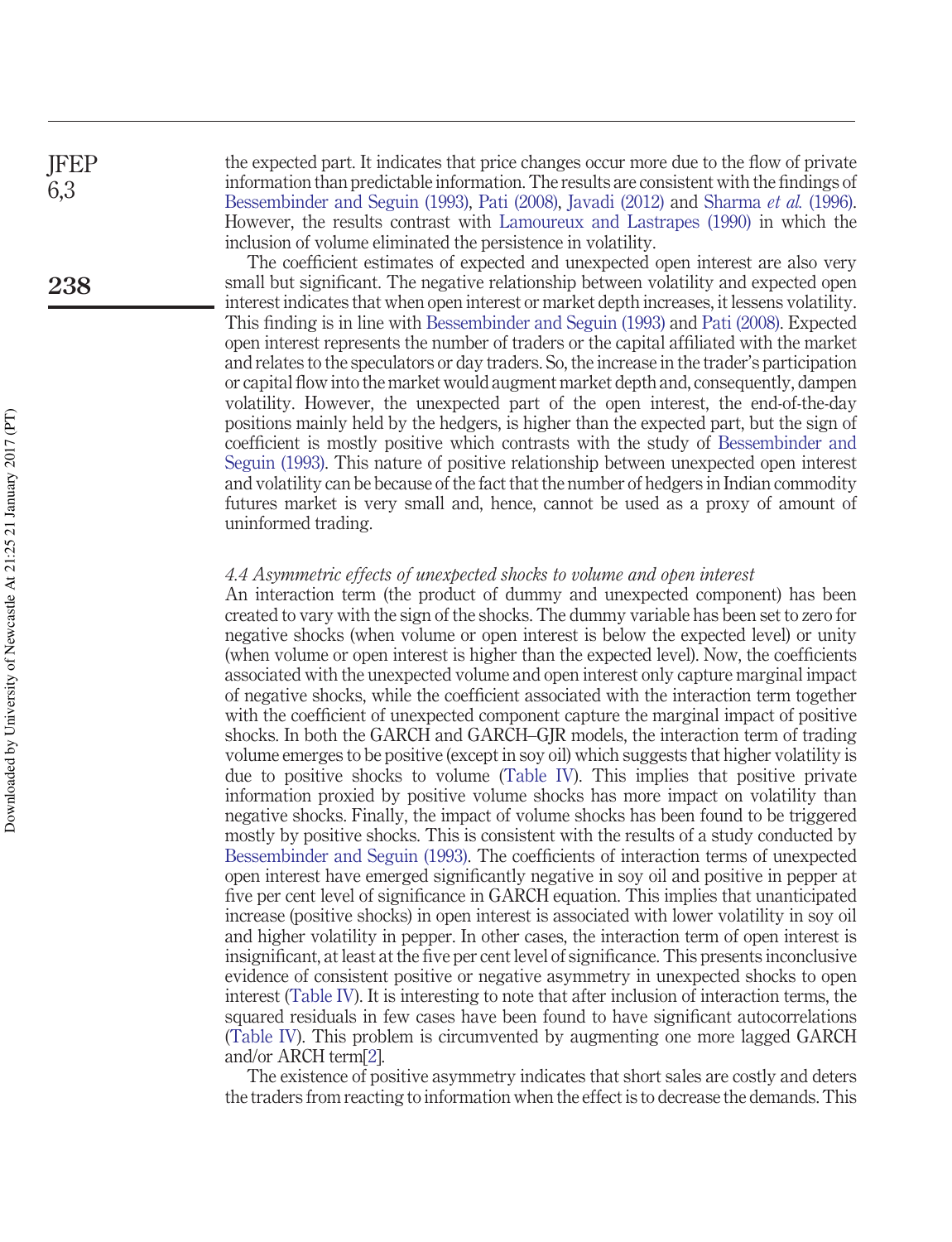the expected part. It indicates that price changes occur more due to the flow of private information than predictable information. The results are consistent with the findings of Bessembinder and Seguin (1993), Pati (2008), Javadi (2012) and Sharma *et al.* (1996). However, the results contrast with Lamoureux and Lastrapes (1990) in which the inclusion of volume eliminated the persistence in volatility.

The coefficient estimates of expected and unexpected open interest are also very small but significant. The negative relationship between volatility and expected open interest indicates that when open interest or market depth increases, it lessens volatility. This finding is in line with Bessembinder and Seguin (1993) and Pati (2008). Expected open interest represents the number of traders or the capital affiliated with the market and relates to the speculators or day traders. So, the increase in the trader's participation or capital flow into the market would augment market depth and, consequently, dampen volatility. However, the unexpected part of the open interest, the end-of-the-day positions mainly held by the hedgers, is higher than the expected part, but the sign of coefficient is mostly positive which contrasts with the study of Bessembinder and Seguin (1993). This nature of positive relationship between unexpected open interest and volatility can be because of the fact that the number of hedgers in Indian commodity futures market is very small and, hence, cannot be used as a proxy of amount of uninformed trading.

### *4.4 Asymmetric effects of unexpected shocks to volume and open interest*

An interaction term (the product of dummy and unexpected component) has been created to vary with the sign of the shocks. The dummy variable has been set to zero for negative shocks (when volume or open interest is below the expected level) or unity (when volume or open interest is higher than the expected level). Now, the coefficients associated with the unexpected volume and open interest only capture marginal impact of negative shocks, while the coefficient associated with the interaction term together with the coefficient of unexpected component capture the marginal impact of positive shocks. In both the GARCH and GARCH–GJR models, the interaction term of trading volume emerges to be positive (except in soy oil) which suggests that higher volatility is due to positive shocks to volume (Table IV). This implies that positive private information proxied by positive volume shocks has more impact on volatility than negative shocks. Finally, the impact of volume shocks has been found to be triggered mostly by positive shocks. This is consistent with the results of a study conducted by Bessembinder and Seguin (1993). The coefficients of interaction terms of unexpected open interest have emerged significantly negative in soy oil and positive in pepper at five per cent level of significance in GARCH equation. This implies that unanticipated increase (positive shocks) in open interest is associated with lower volatility in soy oil and higher volatility in pepper. In other cases, the interaction term of open interest is insignificant, at least at the five per cent level of significance. This presents inconclusive evidence of consistent positive or negative asymmetry in unexpected shocks to open interest (Table IV). It is interesting to note that after inclusion of interaction terms, the squared residuals in few cases have been found to have significant autocorrelations (Table IV). This problem is circumvented by augmenting one more lagged GARCH and/or ARCH term[2].

The existence of positive asymmetry indicates that short sales are costly and deters the traders from reacting to information when the effect is to decrease the demands. This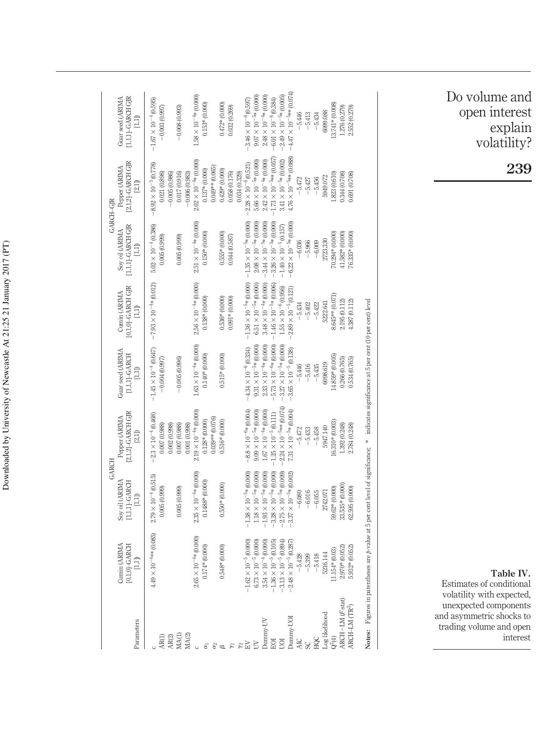**Table IV.** Estimates of conditional volatility with expected, unexpected components and asymmetric shocks to trading volume and open interest

| Parameters | GARCH | | | | GARCH-GJR | | | |
|---|---|---|---|---|---|---|---|---|
| | Cumin (ARIMA [0,1,0]-GARCH [1,1]) | Soy oil (ARIMA [1,1,1]-GARCH [1,1]) | Pepper (ARIMA [2,1,2]-GARCH GJR [2,1]) | Guar seed (ARIMA [1,1,1]-GARCH [1,1]) | Cumin (ARIMA [0,1,0]-GARCH GJR [1,1]) | Soy oil (ARIMA [1,1,1]-GARCH GJR [1,1]) | Pepper (ARIMA [2,1,2]-GARCH GJR [2,1]) | Guar seed (ARIMA [1,1,1]-GARCH GJR [1,1]) |
| c | $4.49 \times 10^{-4}$** (0.085) | $2.79 \times 10^{-4}$ (0.515) | $-2.3 \times 10^{-4}$ (0.468) | $-1.45 \times 10^{-4}$ (0.647) | $-7.93 \times 10^{-4}$* (0.012) | $5.02 \times 10^{-4}$ (0.386) | $-8.92 \times 10^{-5}$ (0.778) | $-1.67 \times 10^{-4}$ (0.595) |
| AR(1) | | 0.005 (0.999) | 0.007 (0.988) | −0.004 (0.997) | | 0.005 (0.999) | 0.021 (0.898) | −0.003 (0.997) |
| AR(2) | | | 0.002 (0.998) | | | | −0.005 (0.986) | |
| MA(1) | | 0.005 (0.999) | 0.007 (0.988) | −0.005 (0.996) | | 0.005 (0.999) | 0.017 (0.916) | −0.008 (0.993) |
| MA(2) | | | 0.001 (0.998) | | | | −0.006 (0.983) | |
| c | $2.65 \times 10^{-4}$* (0.000) | $2.35 \times 10^{-4}$* (0.000) | $2.19 \times 10^{-4}$* (0.000) | $1.63 \times 10^{-4}$* (0.000) | $2.56 \times 10^{-4}$* (0.000) | $2.51 \times 10^{-4}$* (0.000) | $2.02 \times 10^{-4}$* (0.000) | $1.58 \times 10^{-4}$* (0.000) |
| $\alpha_1$ | 0.174* (0.000) | 0.1488* (0.000) | 0.128* (0.000) | 0.140* (0.000) | 0.138* (0.000) | 0.150* (0.000) | 0.137* (0.000) | 0.153* (0.000) |
| $\alpha_2$ | | | 0.039** (0.076) | | | | 0.049** (0.065) | |
| $\beta$ | 0.548* (0.000) | 0.550* (0.000) | 0.516* (0.000) | 0.515* (0.000) | 0.536* (0.000) | 0.555* (0.000) | 0.429* (0.000) | 0.472* (0.000) |
| $\gamma_1$ | | | | | 0.091* (0.000) | 0.044 (0.587) | 0.058 (0.176) | 0.032 (0.269) |
| $\gamma_2$ | | | | | | | 0.034 (0.329) | |
| EV | $-1.62 \times 10^{-5}$* (0.000) | $-1.38 \times 10^{-5}$* (0.000) | $-8.8 \times 10^{-6}$* (0.004) | $-4.34 \times 10^{-6}$ (0.334) | $-1.36 \times 10^{-5}$* (0.000) | $-1.35 \times 10^{-5}$* (0.000) | $-2.28 \times 10^{-6}$ (0.521) | $-3.46 \times 10^{-6}$ (0.597) |
| UV | $6.73 \times 10^{-5}$ (0.000) | $1.18 \times 10^{-5}$* (0.000) | $9.09 \times 10^{-5}$* (0.000) | $9.31 \times 10^{-5}$* (0.000) | $6.51 \times 10^{-5}$* (0.000) | $2.08 \times 10^{-5}$* (0.000) | $5.66 \times 10^{-5}$* (0.000) | $9.07 \times 10^{-5}$* (0.000) |
| Dummy-UV | $3.54 \times 10^{-4}$ (0.000) | $-1.93 \times 10^{-5}$* (0.000) | $1.67 \times 10^{-4}$* (0.000) | $2.33 \times 10^{-4}$* (0.000) | $3.48 \times 10^{-4}$* (0.000) | $-3.44 \times 10^{-5}$* (0.000) | $2.42 \times 10^{-4}$* (0.000) | $2.48 \times 10^{-4}$* (0.000) |
| EOI | $-1.36 \times 10^{-5}$ (0.105) | $-3.28 \times 10^{-5}$* (0.000) | $-1.25 \times 10^{-5}$ (0.111) | $-5.73 \times 10^{-6}$* (0.000) | $-1.46 \times 10^{-5}$* (0.006) | $-3.26 \times 10^{-5}$* (0.000) | $-1.73 \times 10^{-5}$** (0.057) | $-6.01 \times 10^{-6}$ (0.384) |
| UOI | $-3.13 \times 10^{-5}$ (0.894) | $-2.75 \times 10^{-5}$* (0.009) | $-2.24 \times 10^{-5}$** (0.074) | $-3.27 \times 10^{-5}$* (0.000) | $1.55 \times 10^{-6}$ (0.956) | $-1.40 \times 10^{-5}$ (0.157) | $3.41 \times 10^{-5}$* (0.002) | $-2.49 \times 10^{-5}$* (0.005) |
| Dummy-UOI | $-2.48 \times 10^{-5}$ (0.287) | $-3.37 \times 10^{-5}$* (0.002) | $7.31 \times 10^{-5}$* (0.004) | $-3.65 \times 10^{-5}$ (0.138) | $-2.89 \times 10^{-5}$ (0.121) | $-6.22 \times 10^{-5}$* (0.000) | $4.76 \times 10^{-5}$** (0.088) | $-4.47 \times 10^{-5}$** (0.074) |
| AIC | −5.428 | −6.080 | −5.472 | −5.446 | −5.434 | −6.036 | −5.472 | −5.446 |
| SC | −5.399 | −6.016 | −5.433 | −5.416 | −5.402 | −5.966 | −5.427 | −5.413 |
| HQC | −5.418 | −6.055 | −5.458 | −5.435 | −5.422 | −6.009 | −5.456 | −5.434 |
| Log likelihood | 5216.144 | 2742.071 | 5947.140 | 6098.619 | 5222.641 | 2723.330 | 5949.072 | 6099.088 |
| $Q^2(4)$ | 11.154* (0.03) | 59.62* (0.000) | 16.310* (0.003) | 14.859* (0.005) | 8.645** (0.071) | 70.294* (0.000) | 1.823 (0.610) | 13.741* (0.008) |
| ARCH−LM (*F*-stat) | 2.970* (0.052) | 33.535* (0.000) | 1.392 (0.248) | 0.266 (0.765) | 2.195 (0.112) | 41.582* (0.000) | 0.344 (0.708) | 1.276 (0.279) |
| ARCH−LM ($TR^2$) | 5.932* (0.052) | 62.595 (0.000) | 2.784 (0.248) | 0.534 (0.765) | 4.387 (0.112) | 76.335* (0.000) | 0.691 (0.708) | 2.552 (0.279) |

**Notes:** Figures in parentheses are *p*-value at 5 per cent level of significance; * indicates significance at 5 per cent (10 per cent) level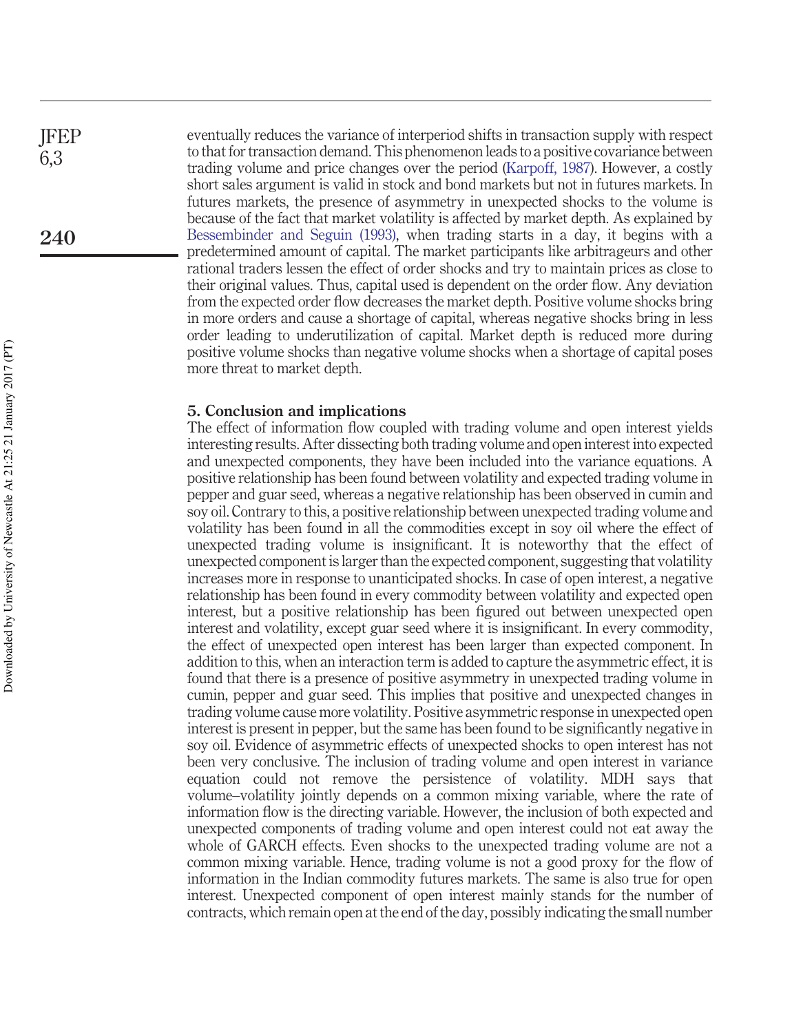eventually reduces the variance of interperiod shifts in transaction supply with respect to that for transaction demand. This phenomenon leads to a positive covariance between trading volume and price changes over the period (Karpoff, 1987). However, a costly short sales argument is valid in stock and bond markets but not in futures markets. In futures markets, the presence of asymmetry in unexpected shocks to the volume is because of the fact that market volatility is affected by market depth. As explained by Bessembinder and Seguin (1993), when trading starts in a day, it begins with a predetermined amount of capital. The market participants like arbitrageurs and other rational traders lessen the effect of order shocks and try to maintain prices as close to their original values. Thus, capital used is dependent on the order flow. Any deviation from the expected order flow decreases the market depth. Positive volume shocks bring in more orders and cause a shortage of capital, whereas negative shocks bring in less order leading to underutilization of capital. Market depth is reduced more during positive volume shocks than negative volume shocks when a shortage of capital poses more threat to market depth.

## 5. Conclusion and implications

The effect of information flow coupled with trading volume and open interest yields interesting results. After dissecting both trading volume and open interest into expected and unexpected components, they have been included into the variance equations. A positive relationship has been found between volatility and expected trading volume in pepper and guar seed, whereas a negative relationship has been observed in cumin and soy oil. Contrary to this, a positive relationship between unexpected trading volume and volatility has been found in all the commodities except in soy oil where the effect of unexpected trading volume is insignificant. It is noteworthy that the effect of unexpected component is larger than the expected component, suggesting that volatility increases more in response to unanticipated shocks. In case of open interest, a negative relationship has been found in every commodity between volatility and expected open interest, but a positive relationship has been figured out between unexpected open interest and volatility, except guar seed where it is insignificant. In every commodity, the effect of unexpected open interest has been larger than expected component. In addition to this, when an interaction term is added to capture the asymmetric effect, it is found that there is a presence of positive asymmetry in unexpected trading volume in cumin, pepper and guar seed. This implies that positive and unexpected changes in trading volume cause more volatility. Positive asymmetric response in unexpected open interest is present in pepper, but the same has been found to be significantly negative in soy oil. Evidence of asymmetric effects of unexpected shocks to open interest has not been very conclusive. The inclusion of trading volume and open interest in variance equation could not remove the persistence of volatility. MDH says that volume–volatility jointly depends on a common mixing variable, where the rate of information flow is the directing variable. However, the inclusion of both expected and unexpected components of trading volume and open interest could not eat away the whole of GARCH effects. Even shocks to the unexpected trading volume are not a common mixing variable. Hence, trading volume is not a good proxy for the flow of information in the Indian commodity futures markets. The same is also true for open interest. Unexpected component of open interest mainly stands for the number of contracts, which remain open at the end of the day, possibly indicating the small number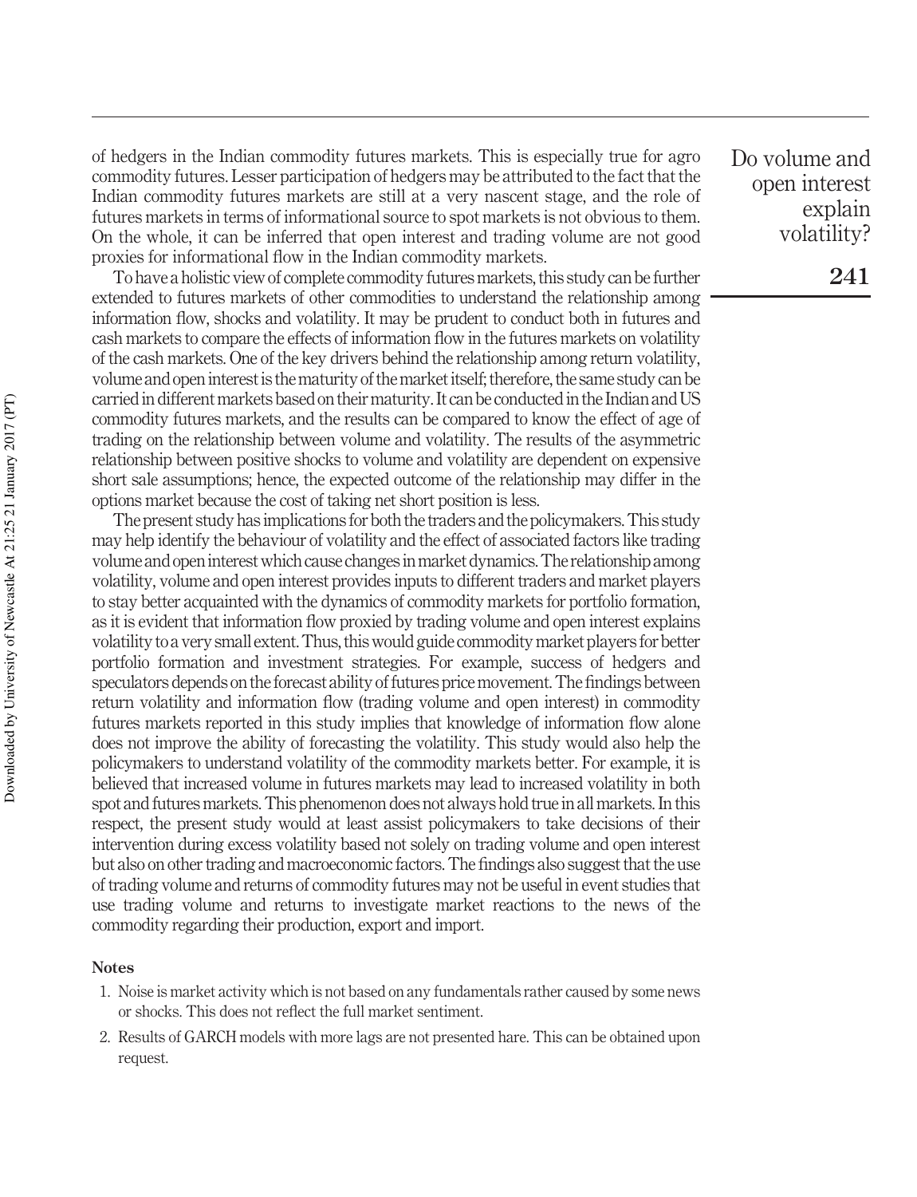of hedgers in the Indian commodity futures markets. This is especially true for agro commodity futures. Lesser participation of hedgers may be attributed to the fact that the Indian commodity futures markets are still at a very nascent stage, and the role of futures markets in terms of informational source to spot markets is not obvious to them. On the whole, it can be inferred that open interest and trading volume are not good proxies for informational flow in the Indian commodity markets.

To have a holistic view of complete commodity futures markets, this study can be further extended to futures markets of other commodities to understand the relationship among information flow, shocks and volatility. It may be prudent to conduct both in futures and cash markets to compare the effects of information flow in the futures markets on volatility of the cash markets. One of the key drivers behind the relationship among return volatility, volume and open interest is the maturity of the market itself; therefore, the same study can be carried in different markets based on their maturity. It can be conducted in the Indian and US commodity futures markets, and the results can be compared to know the effect of age of trading on the relationship between volume and volatility. The results of the asymmetric relationship between positive shocks to volume and volatility are dependent on expensive short sale assumptions; hence, the expected outcome of the relationship may differ in the options market because the cost of taking net short position is less.

The present study has implications for both the traders and the policymakers. This study may help identify the behaviour of volatility and the effect of associated factors like trading volume and open interest which cause changes in market dynamics. The relationship among volatility, volume and open interest provides inputs to different traders and market players to stay better acquainted with the dynamics of commodity markets for portfolio formation, as it is evident that information flow proxied by trading volume and open interest explains volatility to a very small extent. Thus, this would guide commodity market players for better portfolio formation and investment strategies. For example, success of hedgers and speculators depends on the forecast ability of futures price movement. The findings between return volatility and information flow (trading volume and open interest) in commodity futures markets reported in this study implies that knowledge of information flow alone does not improve the ability of forecasting the volatility. This study would also help the policymakers to understand volatility of the commodity markets better. For example, it is believed that increased volume in futures markets may lead to increased volatility in both spot and futures markets. This phenomenon does not always hold true in all markets. In this respect, the present study would at least assist policymakers to take decisions of their intervention during excess volatility based not solely on trading volume and open interest but also on other trading and macroeconomic factors. The findings also suggest that the use of trading volume and returns of commodity futures may not be useful in event studies that use trading volume and returns to investigate market reactions to the news of the commodity regarding their production, export and import.

## Notes

1. Noise is market activity which is not based on any fundamentals rather caused by some news or shocks. This does not reflect the full market sentiment.
2. Results of GARCH models with more lags are not presented hare. This can be obtained upon request.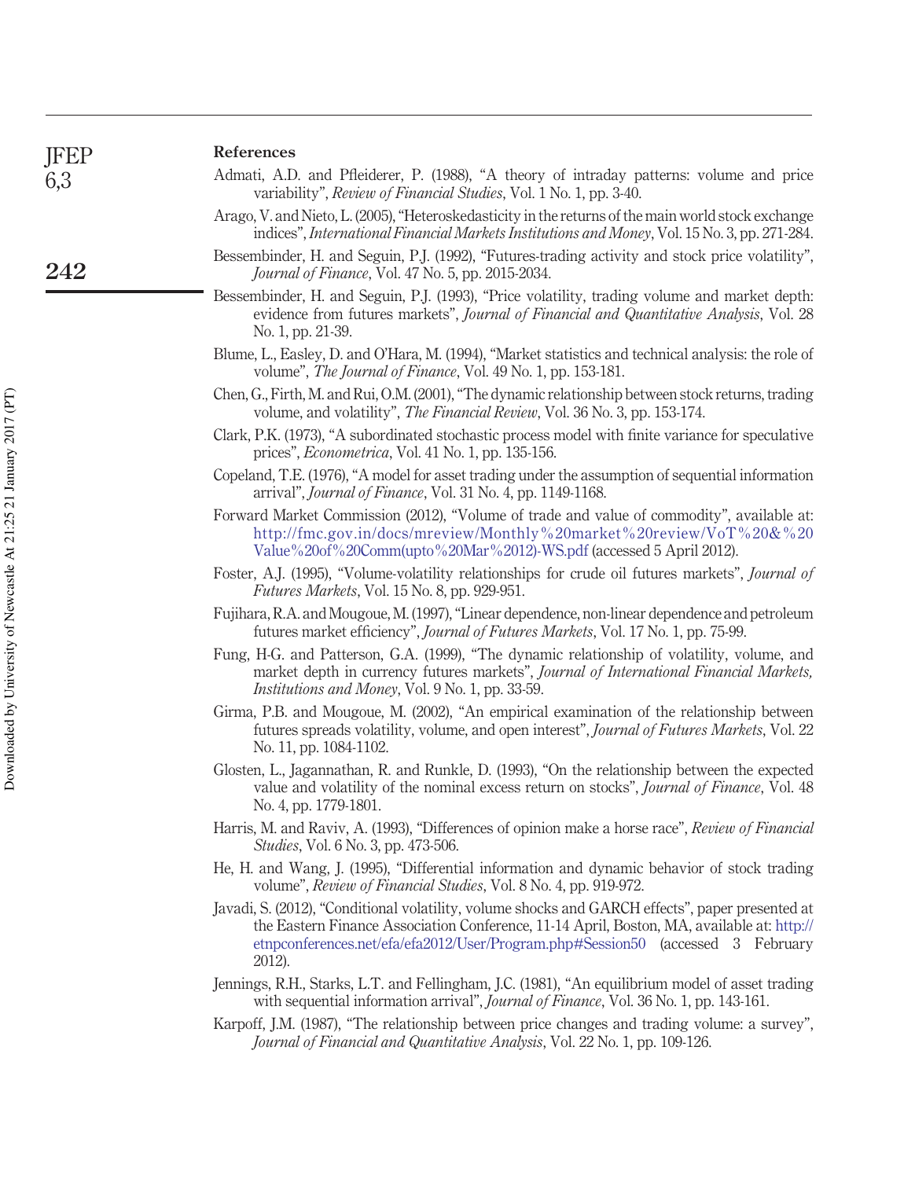## References

Admati, A.D. and Pfleiderer, P. (1988), "A theory of intraday patterns: volume and price variability", *Review of Financial Studies*, Vol. 1 No. 1, pp. 3-40.

Arago, V. and Nieto, L. (2005), "Heteroskedasticity in the returns of the main world stock exchange indices", *International Financial Markets Institutions and Money*, Vol. 15 No. 3, pp. 271-284.

Bessembinder, H. and Seguin, P.J. (1992), "Futures-trading activity and stock price volatility", *Journal of Finance*, Vol. 47 No. 5, pp. 2015-2034.

Bessembinder, H. and Seguin, P.J. (1993), "Price volatility, trading volume and market depth: evidence from futures markets", *Journal of Financial and Quantitative Analysis*, Vol. 28 No. 1, pp. 21-39.

Blume, L., Easley, D. and O'Hara, M. (1994), "Market statistics and technical analysis: the role of volume", *The Journal of Finance*, Vol. 49 No. 1, pp. 153-181.

Chen, G., Firth, M. and Rui, O.M. (2001), "The dynamic relationship between stock returns, trading volume, and volatility", *The Financial Review*, Vol. 36 No. 3, pp. 153-174.

Clark, P.K. (1973), "A subordinated stochastic process model with finite variance for speculative prices", *Econometrica*, Vol. 41 No. 1, pp. 135-156.

Copeland, T.E. (1976), "A model for asset trading under the assumption of sequential information arrival", *Journal of Finance*, Vol. 31 No. 4, pp. 1149-1168.

Forward Market Commission (2012), "Volume of trade and value of commodity", available at: http://fmc.gov.in/docs/mreview/Monthly%20market%20review/VoT%20&%20Value%20of%20Comm(upto%20Mar%2012)-WS.pdf (accessed 5 April 2012).

Foster, A.J. (1995), "Volume-volatility relationships for crude oil futures markets", *Journal of Futures Markets*, Vol. 15 No. 8, pp. 929-951.

Fujihara, R.A. and Mougoue, M. (1997), "Linear dependence, non-linear dependence and petroleum futures market efficiency", *Journal of Futures Markets*, Vol. 17 No. 1, pp. 75-99.

Fung, H-G. and Patterson, G.A. (1999), "The dynamic relationship of volatility, volume, and market depth in currency futures markets", *Journal of International Financial Markets, Institutions and Money*, Vol. 9 No. 1, pp. 33-59.

Girma, P.B. and Mougoue, M. (2002), "An empirical examination of the relationship between futures spreads volatility, volume, and open interest", *Journal of Futures Markets*, Vol. 22 No. 11, pp. 1084-1102.

Glosten, L., Jagannathan, R. and Runkle, D. (1993), "On the relationship between the expected value and volatility of the nominal excess return on stocks", *Journal of Finance*, Vol. 48 No. 4, pp. 1779-1801.

Harris, M. and Raviv, A. (1993), "Differences of opinion make a horse race", *Review of Financial Studies*, Vol. 6 No. 3, pp. 473-506.

He, H. and Wang, J. (1995), "Differential information and dynamic behavior of stock trading volume", *Review of Financial Studies*, Vol. 8 No. 4, pp. 919-972.

Javadi, S. (2012), "Conditional volatility, volume shocks and GARCH effects", paper presented at the Eastern Finance Association Conference, 11-14 April, Boston, MA, available at: http://etnpconferences.net/efa/efa2012/User/Program.php#Session50 (accessed 3 February 2012).

Jennings, R.H., Starks, L.T. and Fellingham, J.C. (1981), "An equilibrium model of asset trading with sequential information arrival", *Journal of Finance*, Vol. 36 No. 1, pp. 143-161.

Karpoff, J.M. (1987), "The relationship between price changes and trading volume: a survey", *Journal of Financial and Quantitative Analysis*, Vol. 22 No. 1, pp. 109-126.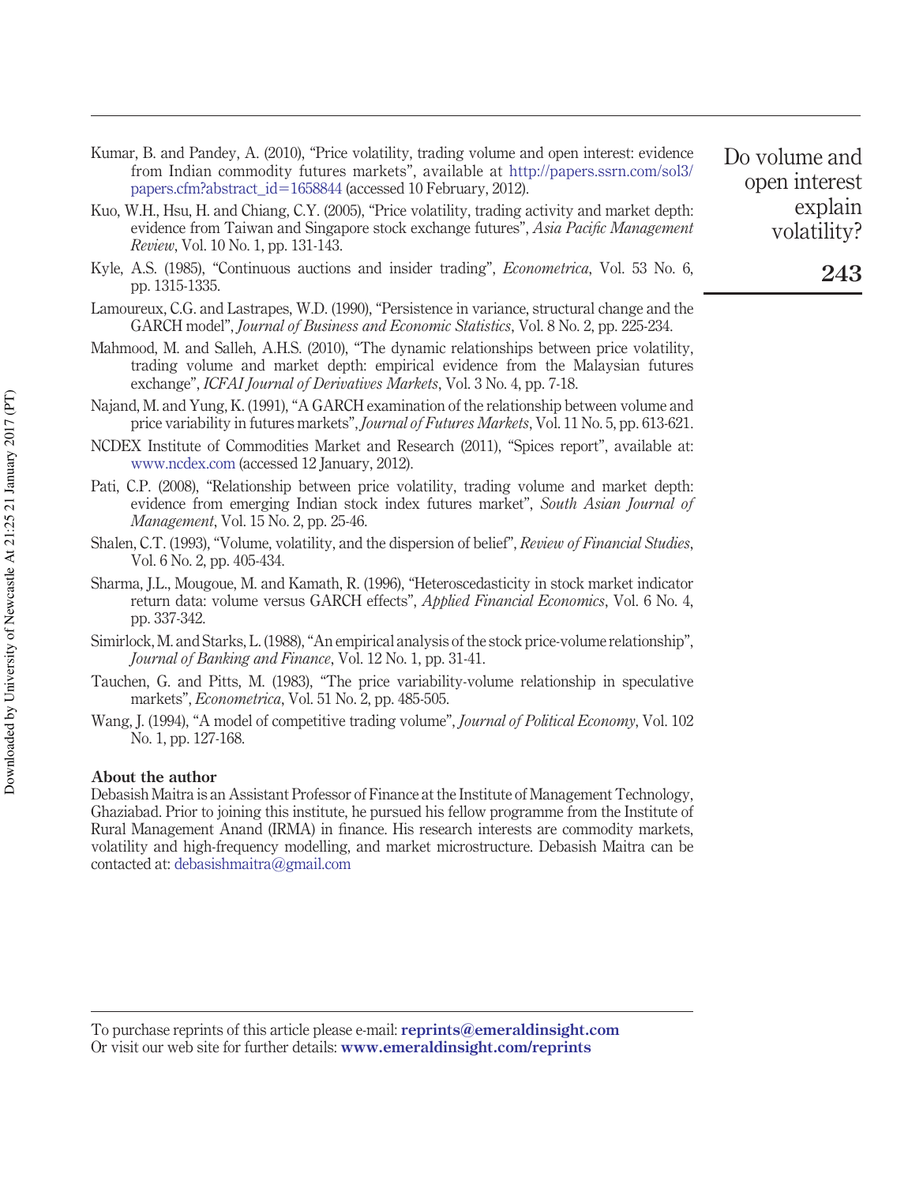Kumar, B. and Pandey, A. (2010), "Price volatility, trading volume and open interest: evidence from Indian commodity futures markets", available at http://papers.ssrn.com/sol3/papers.cfm?abstract_id=1658844 (accessed 10 February, 2012).

Kuo, W.H., Hsu, H. and Chiang, C.Y. (2005), "Price volatility, trading activity and market depth: evidence from Taiwan and Singapore stock exchange futures", *Asia Pacific Management Review*, Vol. 10 No. 1, pp. 131-143.

Kyle, A.S. (1985), "Continuous auctions and insider trading", *Econometrica*, Vol. 53 No. 6, pp. 1315-1335.

Lamoureux, C.G. and Lastrapes, W.D. (1990), "Persistence in variance, structural change and the GARCH model", *Journal of Business and Economic Statistics*, Vol. 8 No. 2, pp. 225-234.

Mahmood, M. and Salleh, A.H.S. (2010), "The dynamic relationships between price volatility, trading volume and market depth: empirical evidence from the Malaysian futures exchange", *ICFAI Journal of Derivatives Markets*, Vol. 3 No. 4, pp. 7-18.

Najand, M. and Yung, K. (1991), "A GARCH examination of the relationship between volume and price variability in futures markets", *Journal of Futures Markets*, Vol. 11 No. 5, pp. 613-621.

NCDEX Institute of Commodities Market and Research (2011), "Spices report", available at: www.ncdex.com (accessed 12 January, 2012).

Pati, C.P. (2008), "Relationship between price volatility, trading volume and market depth: evidence from emerging Indian stock index futures market", *South Asian Journal of Management*, Vol. 15 No. 2, pp. 25-46.

Shalen, C.T. (1993), "Volume, volatility, and the dispersion of belief", *Review of Financial Studies*, Vol. 6 No. 2, pp. 405-434.

Sharma, J.L., Mougoue, M. and Kamath, R. (1996), "Heteroscedasticity in stock market indicator return data: volume versus GARCH effects", *Applied Financial Economics*, Vol. 6 No. 4, pp. 337-342.

Simirlock, M. and Starks, L. (1988), "An empirical analysis of the stock price-volume relationship", *Journal of Banking and Finance*, Vol. 12 No. 1, pp. 31-41.

Tauchen, G. and Pitts, M. (1983), "The price variability-volume relationship in speculative markets", *Econometrica*, Vol. 51 No. 2, pp. 485-505.

Wang, J. (1994), "A model of competitive trading volume", *Journal of Political Economy*, Vol. 102 No. 1, pp. 127-168.

## About the author

Debasish Maitra is an Assistant Professor of Finance at the Institute of Management Technology, Ghaziabad. Prior to joining this institute, he pursued his fellow programme from the Institute of Rural Management Anand (IRMA) in finance. His research interests are commodity markets, volatility and high-frequency modelling, and market microstructure. Debasish Maitra can be contacted at: debasishmaitra@gmail.com

To purchase reprints of this article please e-mail: **reprints@emeraldinsight.com**
Or visit our web site for further details: **www.emeraldinsight.com/reprints**